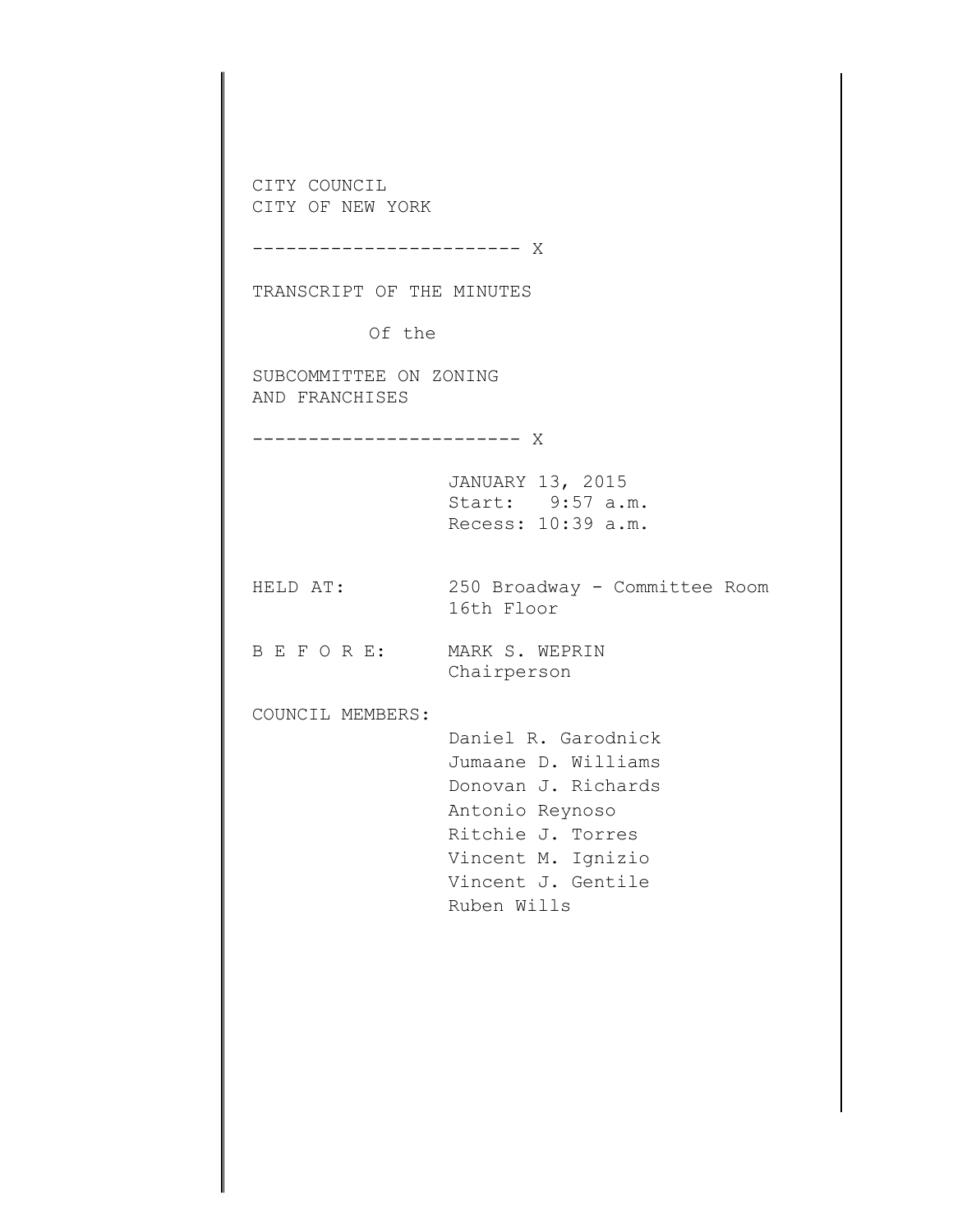CITY COUNCIL
CITY OF NEW YORK

------------------------ X

TRANSCRIPT OF THE MINUTES

Of the

SUBCOMMITTEE ON ZONING
AND FRANCHISES

------------------------ X

JANUARY 13, 2015
Start: 9:57 a.m.
Recess: 10:39 a.m.

HELD AT: 250 Broadway - Committee Room
16th Floor

B E F O R E: MARK S. WEPRIN
Chairperson

COUNCIL MEMBERS:

Daniel R. Garodnick
Jumaane D. Williams
Donovan J. Richards
Antonio Reynoso
Ritchie J. Torres
Vincent M. Ignizio
Vincent J. Gentile
Ruben Wills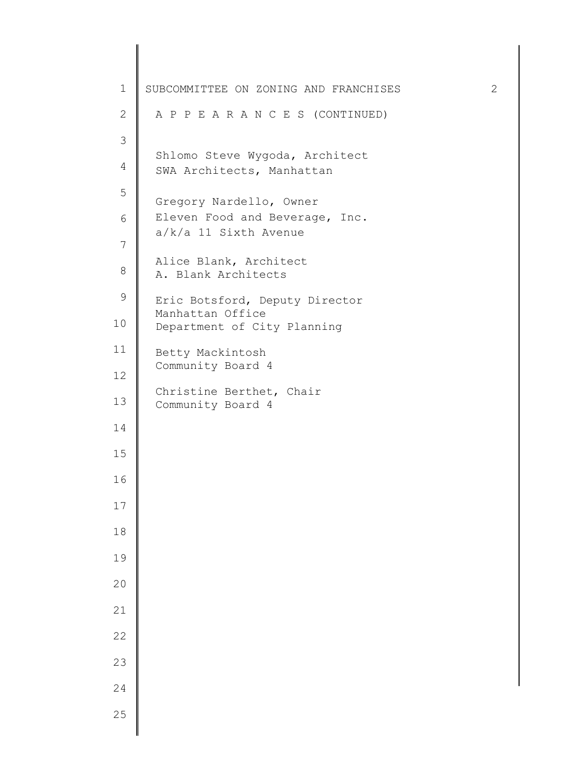A P P E A R A N C E S (CONTINUED)

Shlomo Steve Wygoda, Architect
SWA Architects, Manhattan

Gregory Nardello, Owner
Eleven Food and Beverage, Inc.
a/k/a 11 Sixth Avenue

Alice Blank, Architect
A. Blank Architects

Eric Botsford, Deputy Director
Manhattan Office
Department of City Planning

Betty Mackintosh
Community Board 4

Christine Berthet, Chair
Community Board 4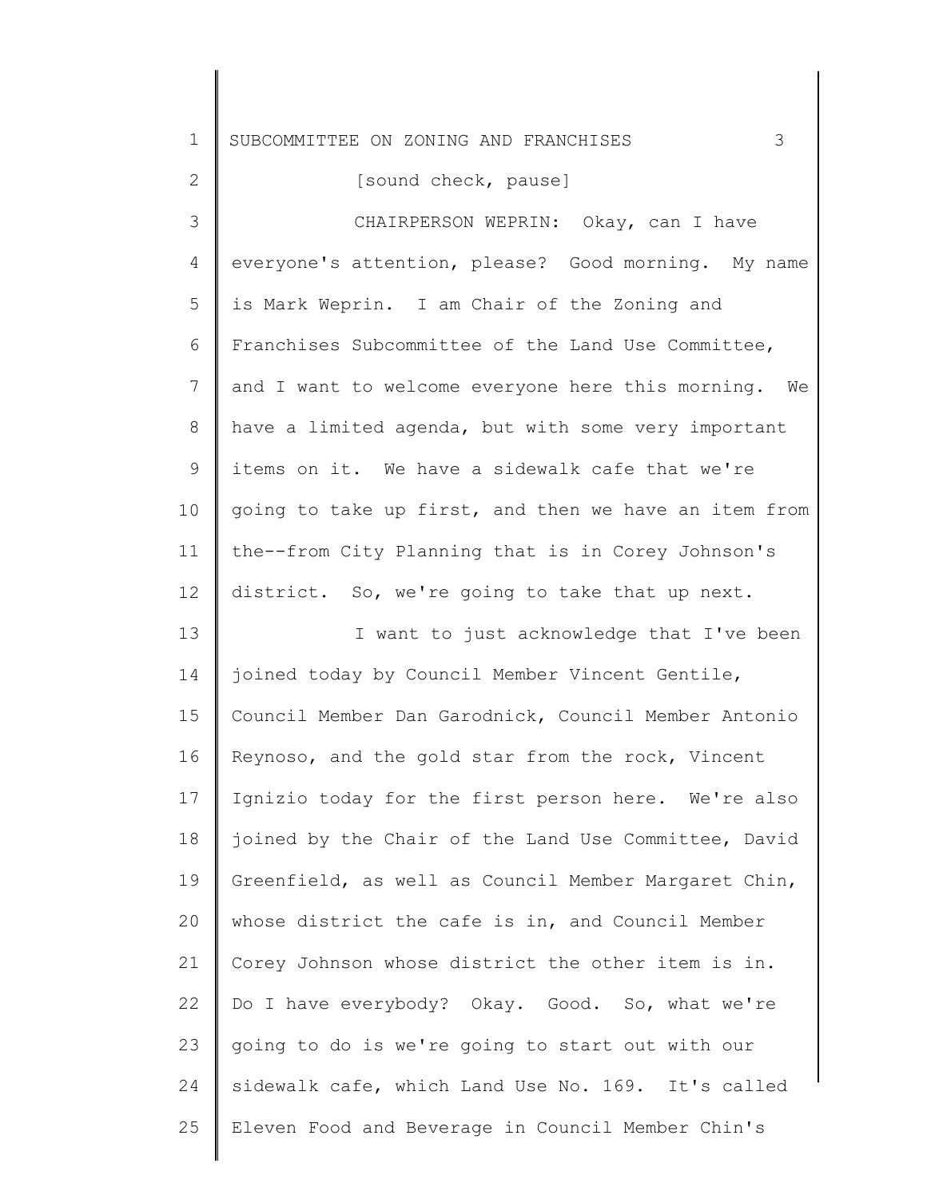[sound check, pause]

CHAIRPERSON WEPRIN: Okay, can I have everyone's attention, please? Good morning. My name is Mark Weprin. I am Chair of the Zoning and Franchises Subcommittee of the Land Use Committee, and I want to welcome everyone here this morning. We have a limited agenda, but with some very important items on it. We have a sidewalk cafe that we're going to take up first, and then we have an item from the--from City Planning that is in Corey Johnson's district. So, we're going to take that up next.

I want to just acknowledge that I've been joined today by Council Member Vincent Gentile, Council Member Dan Garodnick, Council Member Antonio Reynoso, and the gold star from the rock, Vincent Ignizio today for the first person here. We're also joined by the Chair of the Land Use Committee, David Greenfield, as well as Council Member Margaret Chin, whose district the cafe is in, and Council Member Corey Johnson whose district the other item is in. Do I have everybody? Okay. Good. So, what we're going to do is we're going to start out with our sidewalk cafe, which Land Use No. 169. It's called Eleven Food and Beverage in Council Member Chin's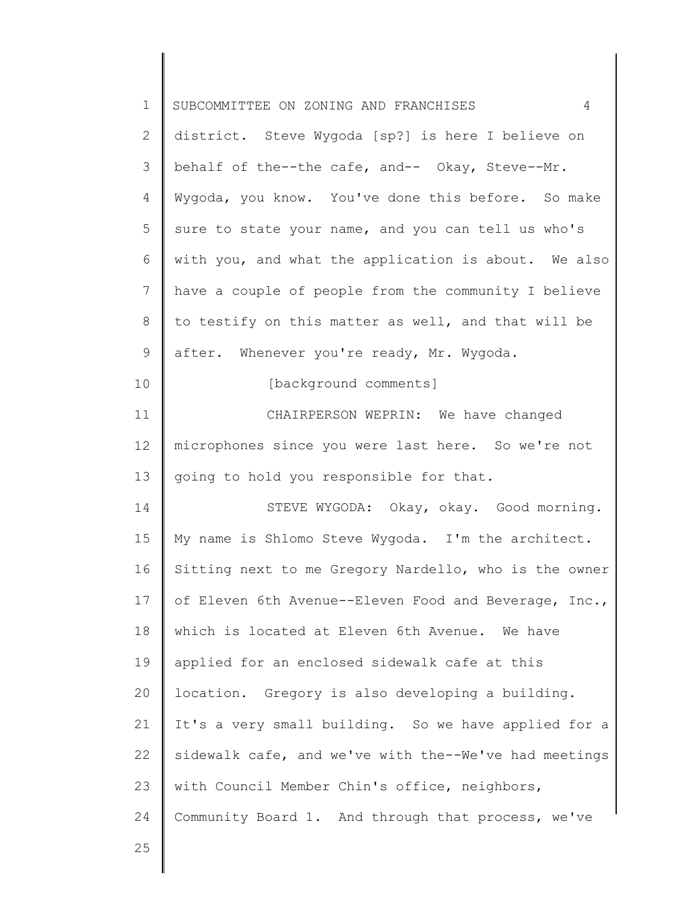district. Steve Wygoda [sp?] is here I believe on behalf of the--the cafe, and-- Okay, Steve--Mr. Wygoda, you know. You've done this before. So make sure to state your name, and you can tell us who's with you, and what the application is about. We also have a couple of people from the community I believe to testify on this matter as well, and that will be after. Whenever you're ready, Mr. Wygoda.

[background comments]

CHAIRPERSON WEPRIN: We have changed microphones since you were last here. So we're not going to hold you responsible for that.

STEVE WYGODA: Okay, okay. Good morning. My name is Shlomo Steve Wygoda. I'm the architect. Sitting next to me Gregory Nardello, who is the owner of Eleven 6th Avenue--Eleven Food and Beverage, Inc., which is located at Eleven 6th Avenue. We have applied for an enclosed sidewalk cafe at this location. Gregory is also developing a building. It's a very small building. So we have applied for a sidewalk cafe, and we've with the--We've had meetings with Council Member Chin's office, neighbors, Community Board 1. And through that process, we've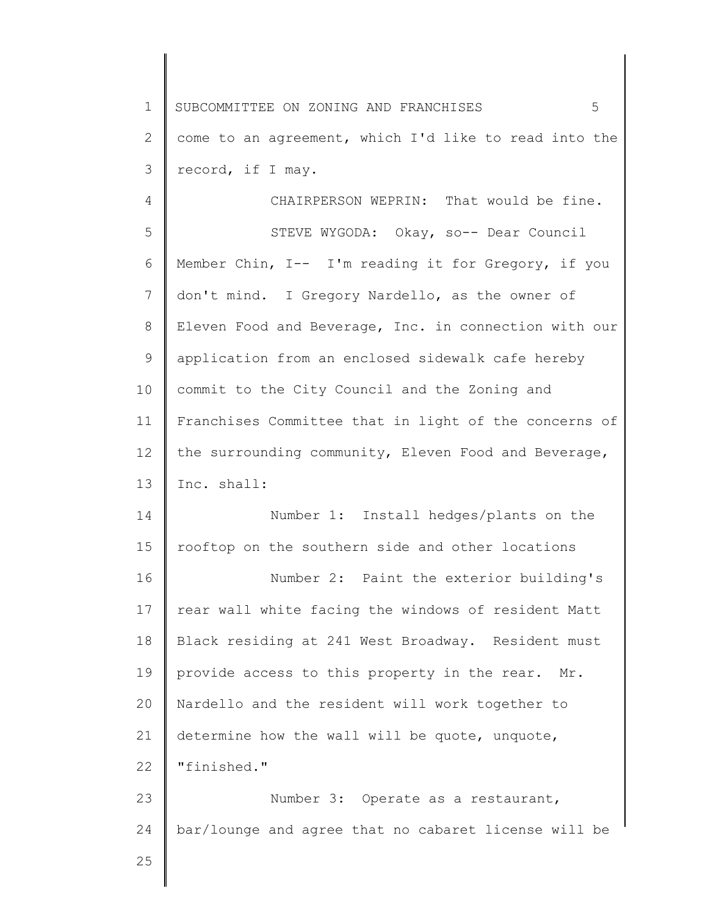come to an agreement, which I'd like to read into the record, if I may.

CHAIRPERSON WEPRIN: That would be fine.

STEVE WYGODA: Okay, so-- Dear Council Member Chin, I-- I'm reading it for Gregory, if you don't mind. I Gregory Nardello, as the owner of Eleven Food and Beverage, Inc. in connection with our application from an enclosed sidewalk cafe hereby commit to the City Council and the Zoning and Franchises Committee that in light of the concerns of the surrounding community, Eleven Food and Beverage, Inc. shall:

Number 1: Install hedges/plants on the rooftop on the southern side and other locations

Number 2: Paint the exterior building's rear wall white facing the windows of resident Matt Black residing at 241 West Broadway. Resident must provide access to this property in the rear. Mr. Nardello and the resident will work together to determine how the wall will be quote, unquote, "finished."

Number 3: Operate as a restaurant, bar/lounge and agree that no cabaret license will be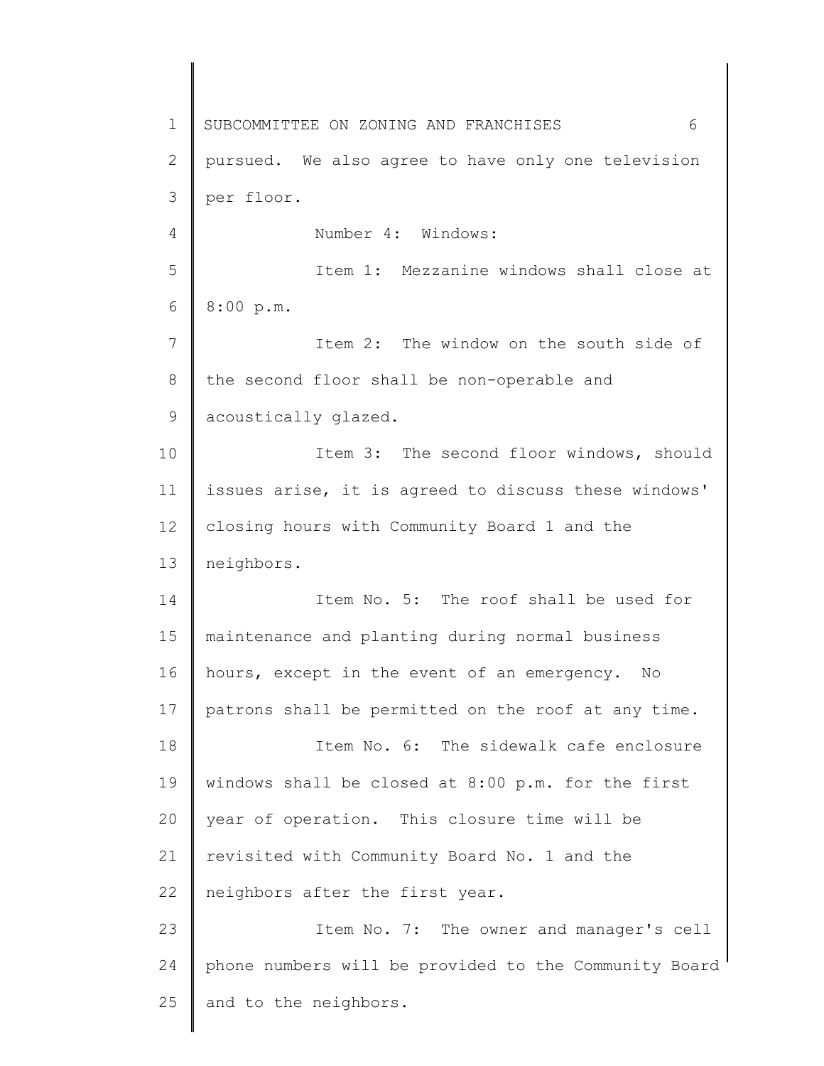pursued. We also agree to have only one television per floor.

Number 4: Windows:

Item 1: Mezzanine windows shall close at 8:00 p.m.

Item 2: The window on the south side of the second floor shall be non-operable and acoustically glazed.

Item 3: The second floor windows, should issues arise, it is agreed to discuss these windows' closing hours with Community Board 1 and the neighbors.

Item No. 5: The roof shall be used for maintenance and planting during normal business hours, except in the event of an emergency. No patrons shall be permitted on the roof at any time.

Item No. 6: The sidewalk cafe enclosure windows shall be closed at 8:00 p.m. for the first year of operation. This closure time will be revisited with Community Board No. 1 and the neighbors after the first year.

Item No. 7: The owner and manager's cell phone numbers will be provided to the Community Board and to the neighbors.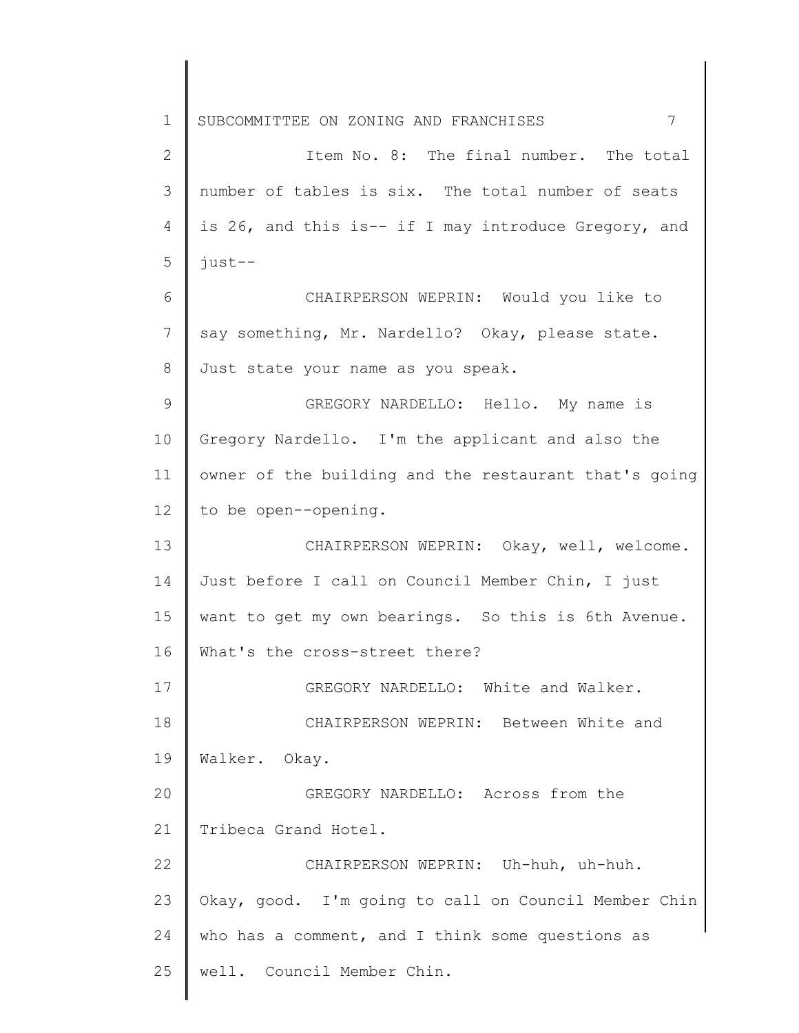Item No. 8: The final number. The total number of tables is six. The total number of seats is 26, and this is-- if I may introduce Gregory, and just--

CHAIRPERSON WEPRIN: Would you like to say something, Mr. Nardello? Okay, please state. Just state your name as you speak.

GREGORY NARDELLO: Hello. My name is Gregory Nardello. I'm the applicant and also the owner of the building and the restaurant that's going to be open--opening.

CHAIRPERSON WEPRIN: Okay, well, welcome. Just before I call on Council Member Chin, I just want to get my own bearings. So this is 6th Avenue. What's the cross-street there?

GREGORY NARDELLO: White and Walker.

CHAIRPERSON WEPRIN: Between White and Walker. Okay.

GREGORY NARDELLO: Across from the Tribeca Grand Hotel.

CHAIRPERSON WEPRIN: Uh-huh, uh-huh. Okay, good. I'm going to call on Council Member Chin who has a comment, and I think some questions as well. Council Member Chin.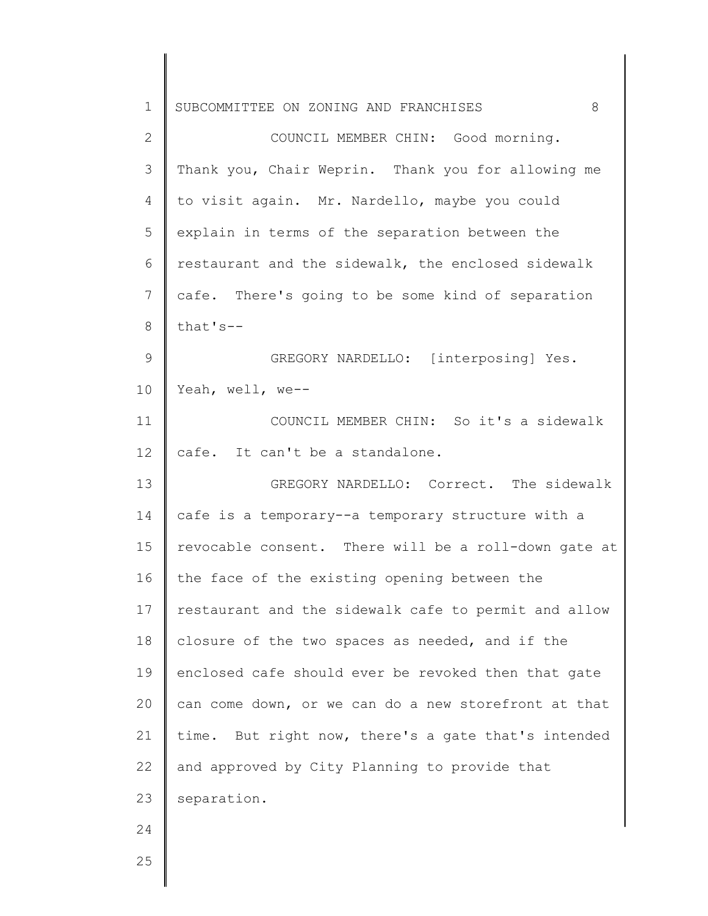COUNCIL MEMBER CHIN: Good morning. Thank you, Chair Weprin. Thank you for allowing me to visit again. Mr. Nardello, maybe you could explain in terms of the separation between the restaurant and the sidewalk, the enclosed sidewalk cafe. There's going to be some kind of separation that's--

GREGORY NARDELLO: [interposing] Yes. Yeah, well, we--

COUNCIL MEMBER CHIN: So it's a sidewalk cafe. It can't be a standalone.

GREGORY NARDELLO: Correct. The sidewalk cafe is a temporary--a temporary structure with a revocable consent. There will be a roll-down gate at the face of the existing opening between the restaurant and the sidewalk cafe to permit and allow closure of the two spaces as needed, and if the enclosed cafe should ever be revoked then that gate can come down, or we can do a new storefront at that time. But right now, there's a gate that's intended and approved by City Planning to provide that separation.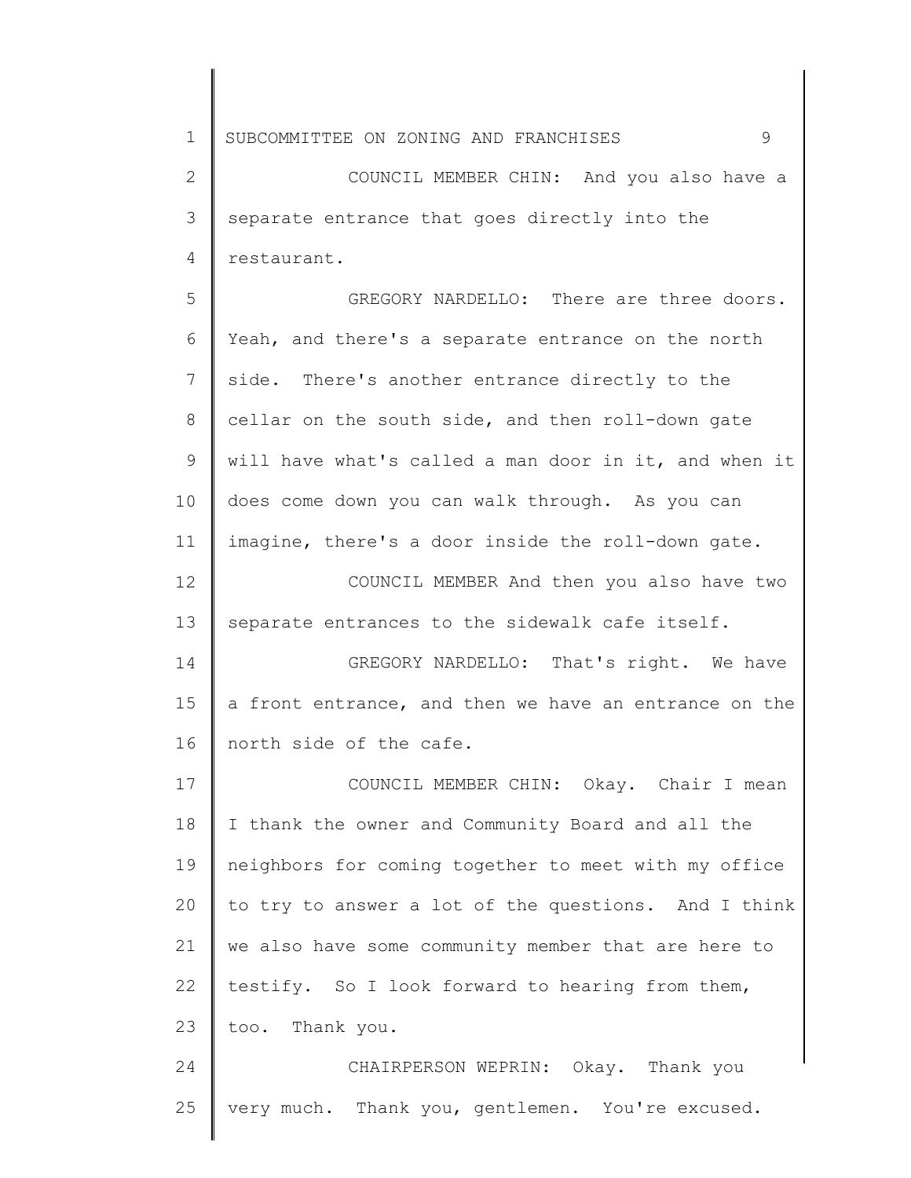COUNCIL MEMBER CHIN: And you also have a separate entrance that goes directly into the restaurant.

GREGORY NARDELLO: There are three doors. Yeah, and there's a separate entrance on the north side. There's another entrance directly to the cellar on the south side, and then roll-down gate will have what's called a man door in it, and when it does come down you can walk through. As you can imagine, there's a door inside the roll-down gate.

COUNCIL MEMBER And then you also have two separate entrances to the sidewalk cafe itself.

GREGORY NARDELLO: That's right. We have a front entrance, and then we have an entrance on the north side of the cafe.

COUNCIL MEMBER CHIN: Okay. Chair I mean I thank the owner and Community Board and all the neighbors for coming together to meet with my office to try to answer a lot of the questions. And I think we also have some community member that are here to testify. So I look forward to hearing from them, too. Thank you.

CHAIRPERSON WEPRIN: Okay. Thank you very much. Thank you, gentlemen. You're excused.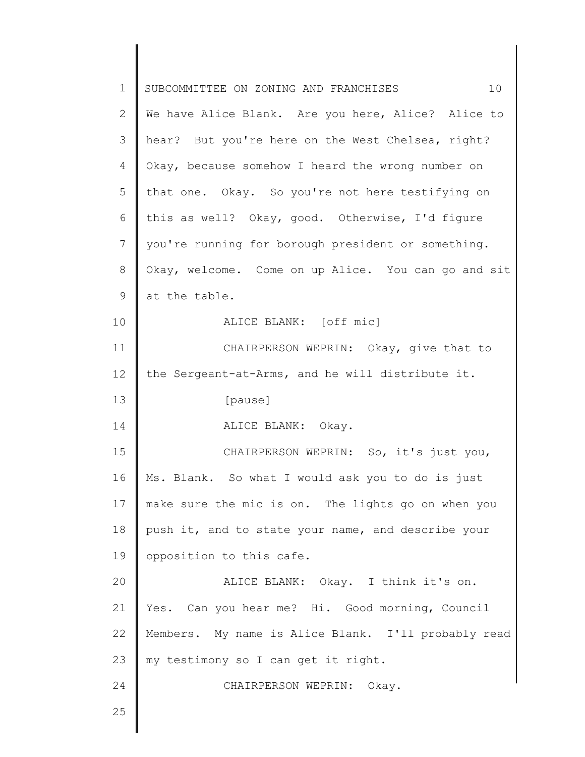We have Alice Blank. Are you here, Alice? Alice to hear? But you're here on the West Chelsea, right? Okay, because somehow I heard the wrong number on that one. Okay. So you're not here testifying on this as well? Okay, good. Otherwise, I'd figure you're running for borough president or something. Okay, welcome. Come on up Alice. You can go and sit at the table.

ALICE BLANK: [off mic]

CHAIRPERSON WEPRIN: Okay, give that to the Sergeant-at-Arms, and he will distribute it.

[pause]

ALICE BLANK: Okay.

CHAIRPERSON WEPRIN: So, it's just you, Ms. Blank. So what I would ask you to do is just make sure the mic is on. The lights go on when you push it, and to state your name, and describe your opposition to this cafe.

ALICE BLANK: Okay. I think it's on. Yes. Can you hear me? Hi. Good morning, Council Members. My name is Alice Blank. I'll probably read my testimony so I can get it right.

CHAIRPERSON WEPRIN: Okay.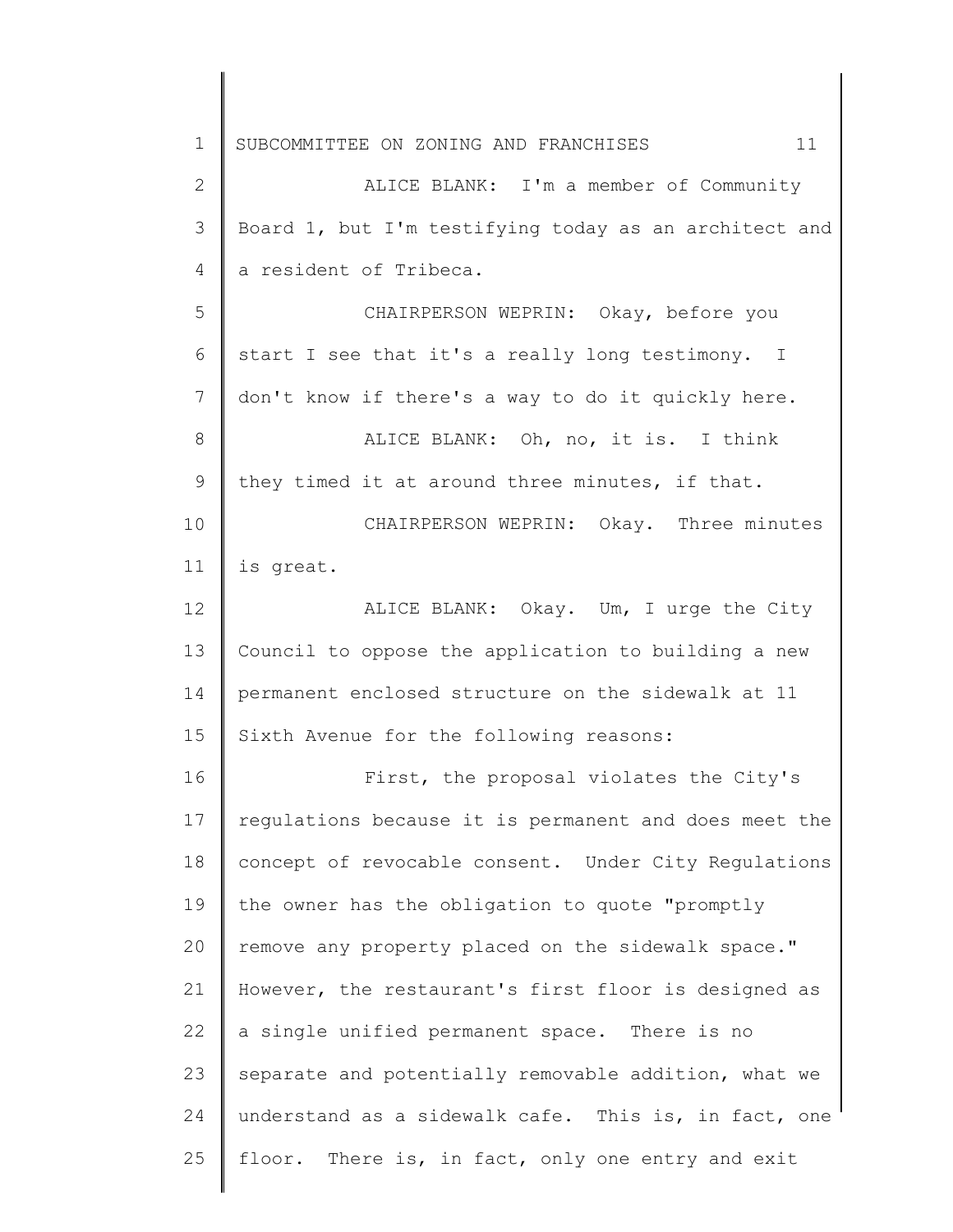ALICE BLANK: I'm a member of Community Board 1, but I'm testifying today as an architect and a resident of Tribeca.

CHAIRPERSON WEPRIN: Okay, before you start I see that it's a really long testimony. I don't know if there's a way to do it quickly here.

ALICE BLANK: Oh, no, it is. I think they timed it at around three minutes, if that.

CHAIRPERSON WEPRIN: Okay. Three minutes is great.

ALICE BLANK: Okay. Um, I urge the City Council to oppose the application to building a new permanent enclosed structure on the sidewalk at 11 Sixth Avenue for the following reasons:

First, the proposal violates the City's regulations because it is permanent and does meet the concept of revocable consent. Under City Regulations the owner has the obligation to quote "promptly remove any property placed on the sidewalk space." However, the restaurant's first floor is designed as a single unified permanent space. There is no separate and potentially removable addition, what we understand as a sidewalk cafe. This is, in fact, one floor. There is, in fact, only one entry and exit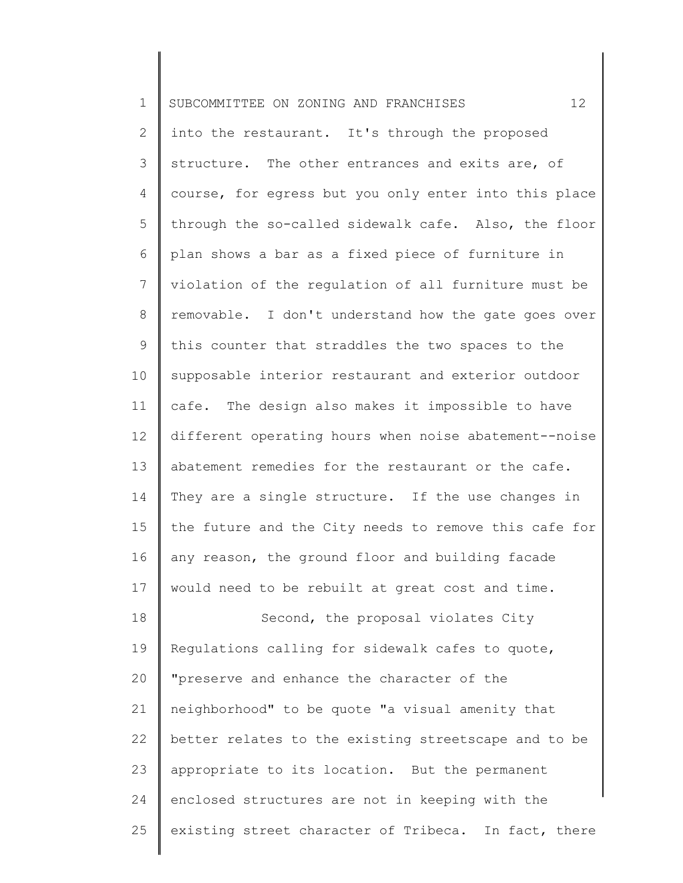into the restaurant. It's through the proposed structure. The other entrances and exits are, of course, for egress but you only enter into this place through the so-called sidewalk cafe. Also, the floor plan shows a bar as a fixed piece of furniture in violation of the regulation of all furniture must be removable. I don't understand how the gate goes over this counter that straddles the two spaces to the supposable interior restaurant and exterior outdoor cafe. The design also makes it impossible to have different operating hours when noise abatement--noise abatement remedies for the restaurant or the cafe. They are a single structure. If the use changes in the future and the City needs to remove this cafe for any reason, the ground floor and building facade would need to be rebuilt at great cost and time.

Second, the proposal violates City Regulations calling for sidewalk cafes to quote, "preserve and enhance the character of the neighborhood" to be quote "a visual amenity that better relates to the existing streetscape and to be appropriate to its location. But the permanent enclosed structures are not in keeping with the existing street character of Tribeca. In fact, there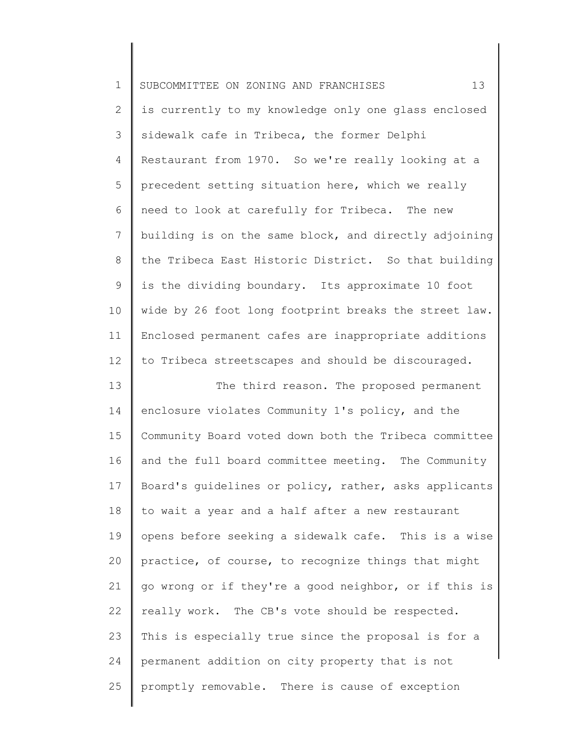is currently to my knowledge only one glass enclosed sidewalk cafe in Tribeca, the former Delphi Restaurant from 1970. So we're really looking at a precedent setting situation here, which we really need to look at carefully for Tribeca. The new building is on the same block, and directly adjoining the Tribeca East Historic District. So that building is the dividing boundary. Its approximate 10 foot wide by 26 foot long footprint breaks the street law. Enclosed permanent cafes are inappropriate additions to Tribeca streetscapes and should be discouraged.

The third reason. The proposed permanent enclosure violates Community 1's policy, and the Community Board voted down both the Tribeca committee and the full board committee meeting. The Community Board's guidelines or policy, rather, asks applicants to wait a year and a half after a new restaurant opens before seeking a sidewalk cafe. This is a wise practice, of course, to recognize things that might go wrong or if they're a good neighbor, or if this is really work. The CB's vote should be respected. This is especially true since the proposal is for a permanent addition on city property that is not promptly removable. There is cause of exception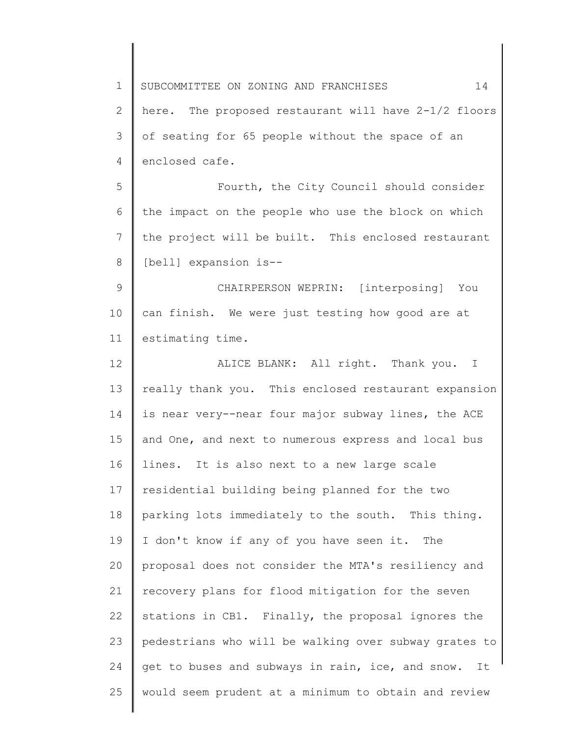here. The proposed restaurant will have 2-1/2 floors of seating for 65 people without the space of an enclosed cafe.

Fourth, the City Council should consider the impact on the people who use the block on which the project will be built. This enclosed restaurant [bell] expansion is--

CHAIRPERSON WEPRIN: [interposing] You can finish. We were just testing how good are at estimating time.

ALICE BLANK: All right. Thank you. I really thank you. This enclosed restaurant expansion is near very--near four major subway lines, the ACE and One, and next to numerous express and local bus lines. It is also next to a new large scale residential building being planned for the two parking lots immediately to the south. This thing. I don't know if any of you have seen it. The proposal does not consider the MTA's resiliency and recovery plans for flood mitigation for the seven stations in CB1. Finally, the proposal ignores the pedestrians who will be walking over subway grates to get to buses and subways in rain, ice, and snow. It would seem prudent at a minimum to obtain and review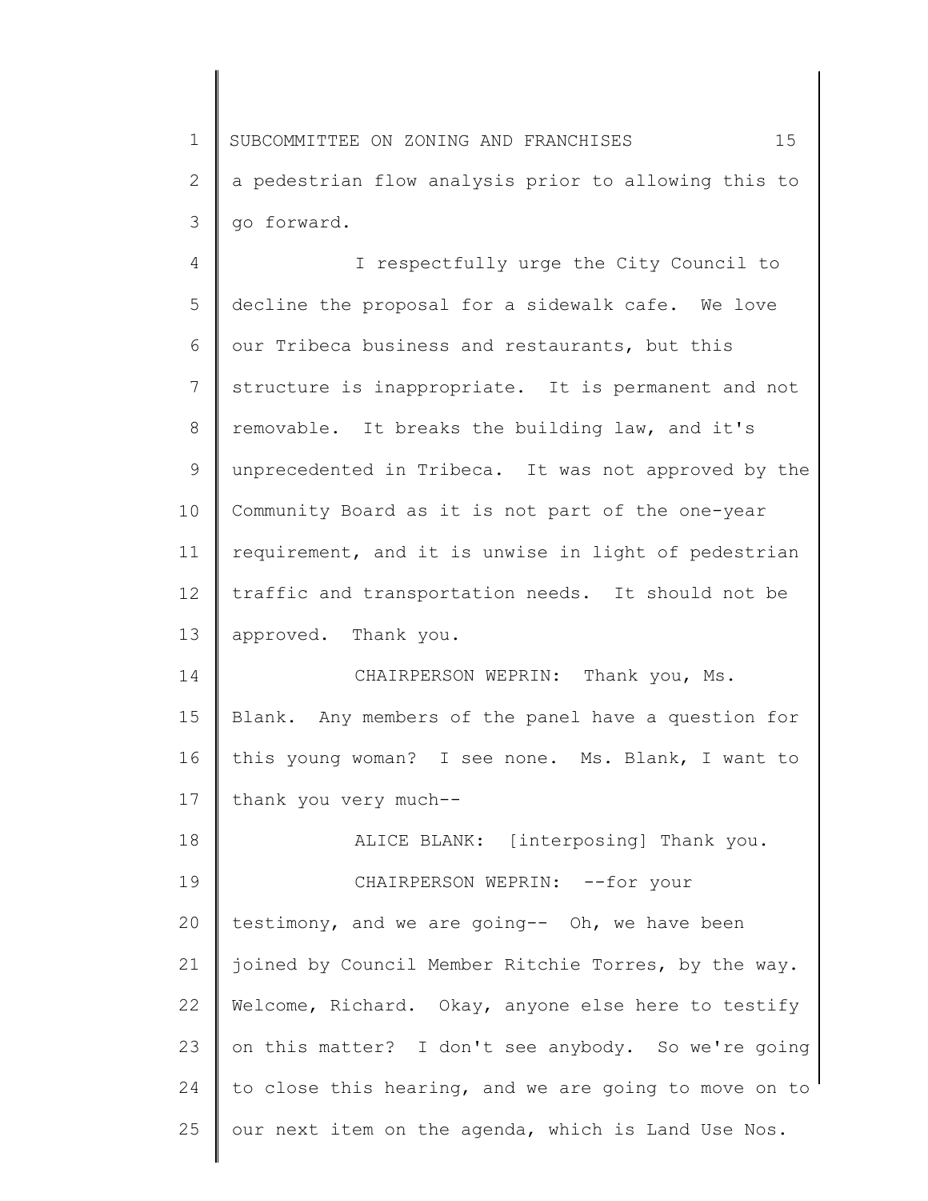a pedestrian flow analysis prior to allowing this to go forward.

I respectfully urge the City Council to decline the proposal for a sidewalk cafe. We love our Tribeca business and restaurants, but this structure is inappropriate. It is permanent and not removable. It breaks the building law, and it's unprecedented in Tribeca. It was not approved by the Community Board as it is not part of the one-year requirement, and it is unwise in light of pedestrian traffic and transportation needs. It should not be approved. Thank you.

CHAIRPERSON WEPRIN: Thank you, Ms. Blank. Any members of the panel have a question for this young woman? I see none. Ms. Blank, I want to thank you very much--

ALICE BLANK: [interposing] Thank you.

CHAIRPERSON WEPRIN: --for your testimony, and we are going-- Oh, we have been joined by Council Member Ritchie Torres, by the way. Welcome, Richard. Okay, anyone else here to testify on this matter? I don't see anybody. So we're going to close this hearing, and we are going to move on to our next item on the agenda, which is Land Use Nos.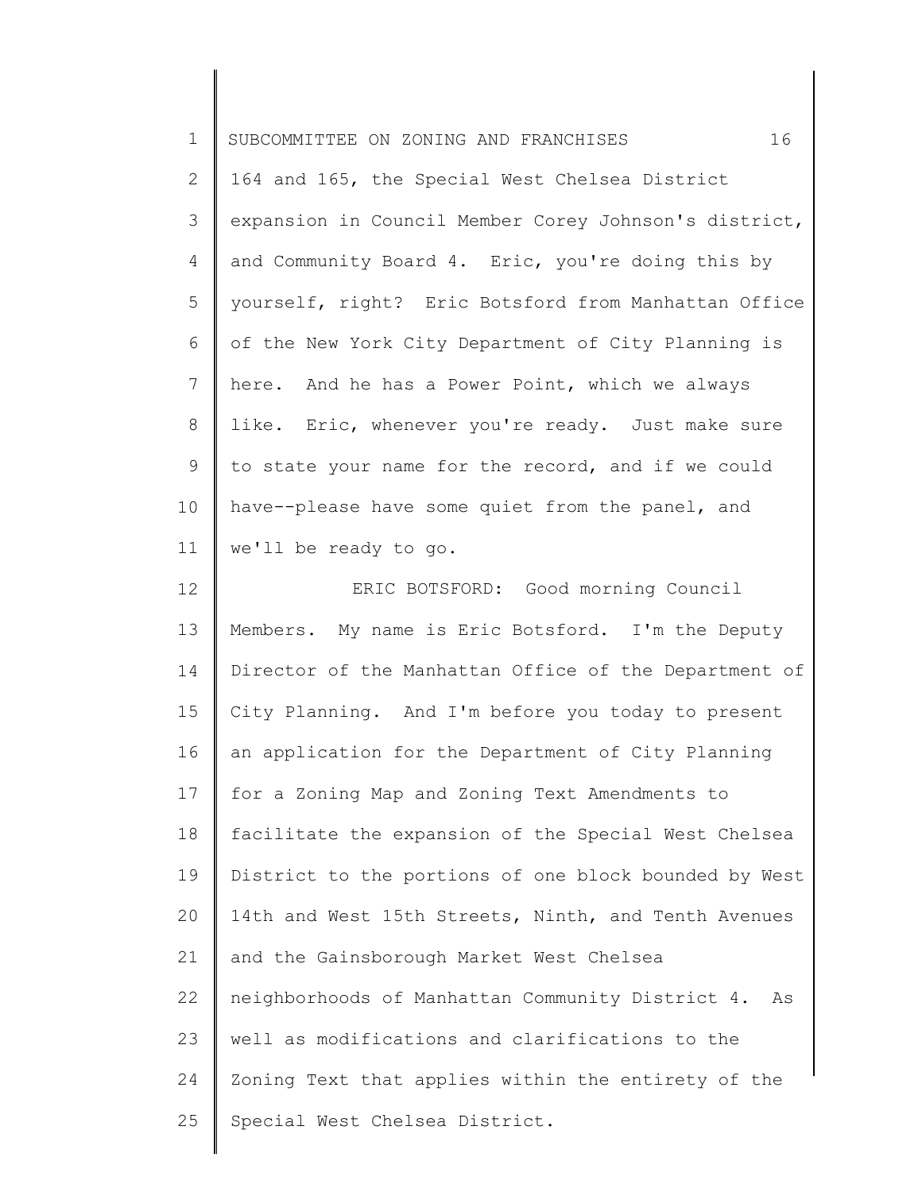164 and 165, the Special West Chelsea District expansion in Council Member Corey Johnson's district, and Community Board 4. Eric, you're doing this by yourself, right? Eric Botsford from Manhattan Office of the New York City Department of City Planning is here. And he has a Power Point, which we always like. Eric, whenever you're ready. Just make sure to state your name for the record, and if we could have--please have some quiet from the panel, and we'll be ready to go.

ERIC BOTSFORD: Good morning Council Members. My name is Eric Botsford. I'm the Deputy Director of the Manhattan Office of the Department of City Planning. And I'm before you today to present an application for the Department of City Planning for a Zoning Map and Zoning Text Amendments to facilitate the expansion of the Special West Chelsea District to the portions of one block bounded by West 14th and West 15th Streets, Ninth, and Tenth Avenues and the Gainsborough Market West Chelsea neighborhoods of Manhattan Community District 4. As well as modifications and clarifications to the Zoning Text that applies within the entirety of the Special West Chelsea District.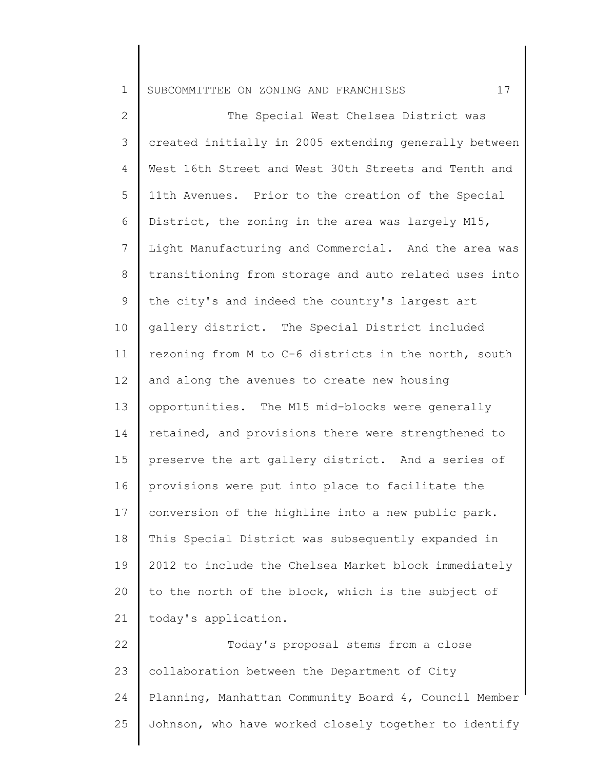The Special West Chelsea District was created initially in 2005 extending generally between West 16th Street and West 30th Streets and Tenth and 11th Avenues. Prior to the creation of the Special District, the zoning in the area was largely M15, Light Manufacturing and Commercial. And the area was transitioning from storage and auto related uses into the city's and indeed the country's largest art gallery district. The Special District included rezoning from M to C-6 districts in the north, south and along the avenues to create new housing opportunities. The M15 mid-blocks were generally retained, and provisions there were strengthened to preserve the art gallery district. And a series of provisions were put into place to facilitate the conversion of the highline into a new public park. This Special District was subsequently expanded in 2012 to include the Chelsea Market block immediately to the north of the block, which is the subject of today's application.

Today's proposal stems from a close collaboration between the Department of City Planning, Manhattan Community Board 4, Council Member Johnson, who have worked closely together to identify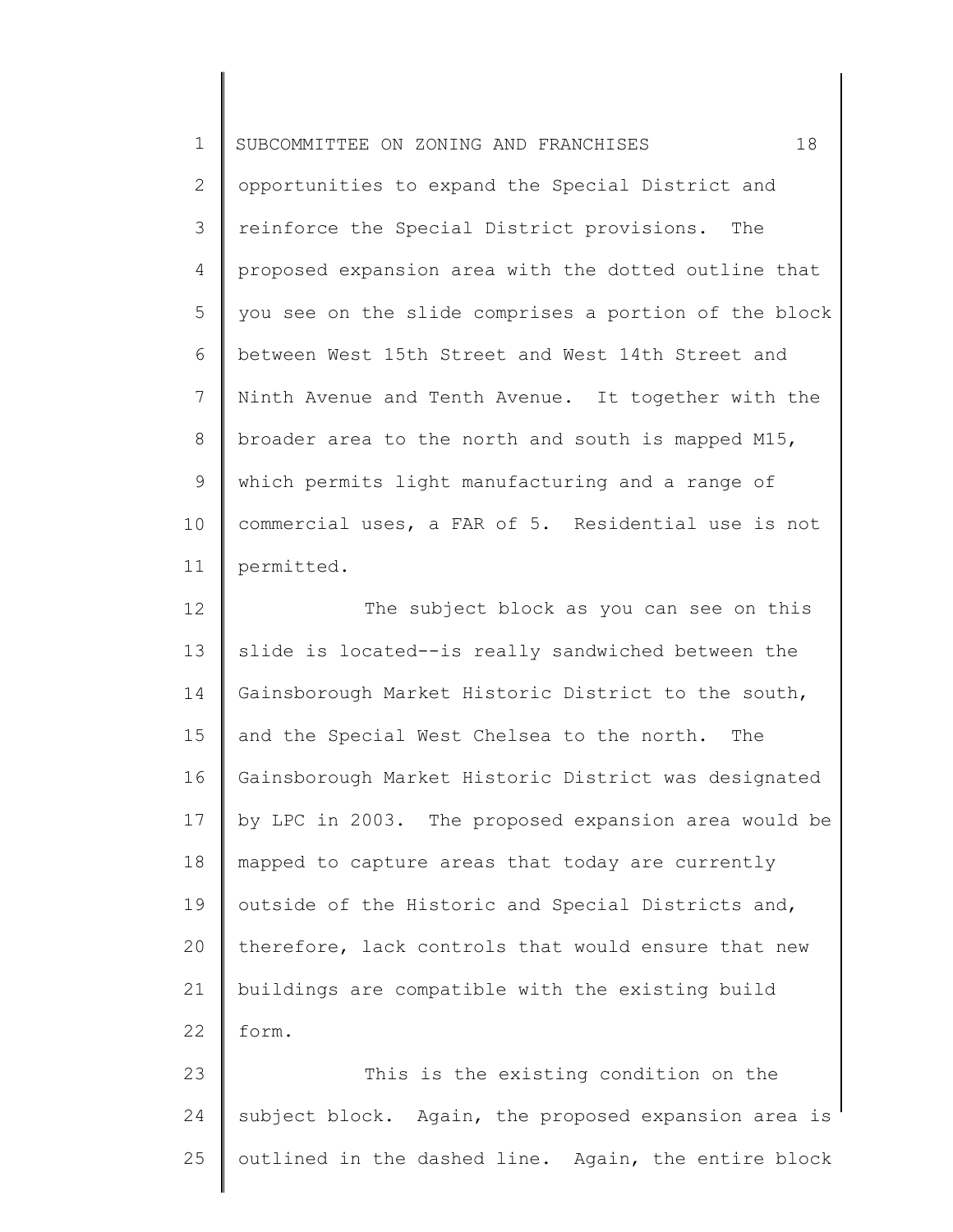opportunities to expand the Special District and reinforce the Special District provisions. The proposed expansion area with the dotted outline that you see on the slide comprises a portion of the block between West 15th Street and West 14th Street and Ninth Avenue and Tenth Avenue. It together with the broader area to the north and south is mapped M15, which permits light manufacturing and a range of commercial uses, a FAR of 5. Residential use is not permitted.

The subject block as you can see on this slide is located--is really sandwiched between the Gainsborough Market Historic District to the south, and the Special West Chelsea to the north. The Gainsborough Market Historic District was designated by LPC in 2003. The proposed expansion area would be mapped to capture areas that today are currently outside of the Historic and Special Districts and, therefore, lack controls that would ensure that new buildings are compatible with the existing build form.

This is the existing condition on the subject block. Again, the proposed expansion area is outlined in the dashed line. Again, the entire block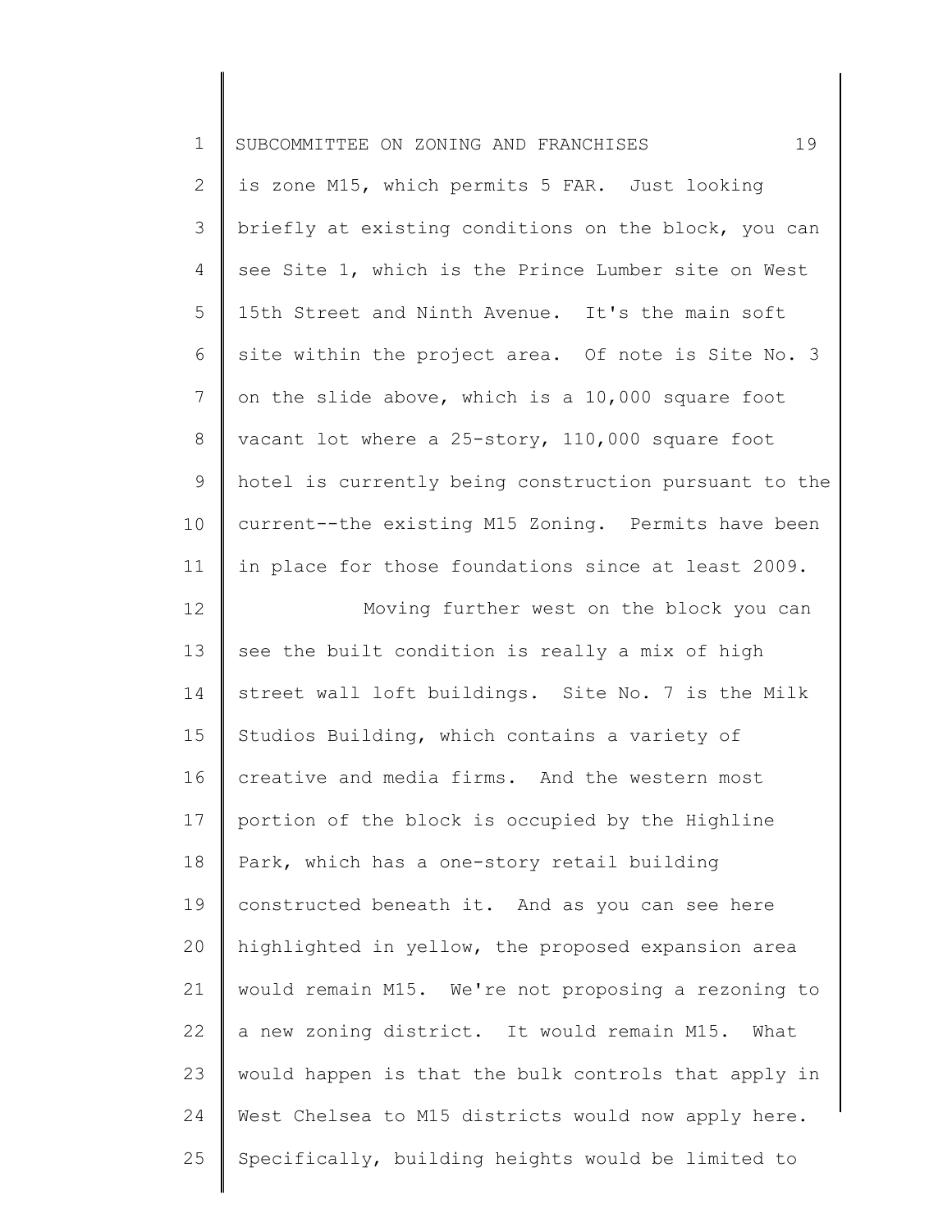is zone M15, which permits 5 FAR. Just looking briefly at existing conditions on the block, you can see Site 1, which is the Prince Lumber site on West 15th Street and Ninth Avenue. It's the main soft site within the project area. Of note is Site No. 3 on the slide above, which is a 10,000 square foot vacant lot where a 25-story, 110,000 square foot hotel is currently being construction pursuant to the current--the existing M15 Zoning. Permits have been in place for those foundations since at least 2009.

Moving further west on the block you can see the built condition is really a mix of high street wall loft buildings. Site No. 7 is the Milk Studios Building, which contains a variety of creative and media firms. And the western most portion of the block is occupied by the Highline Park, which has a one-story retail building constructed beneath it. And as you can see here highlighted in yellow, the proposed expansion area would remain M15. We're not proposing a rezoning to a new zoning district. It would remain M15. What would happen is that the bulk controls that apply in West Chelsea to M15 districts would now apply here. Specifically, building heights would be limited to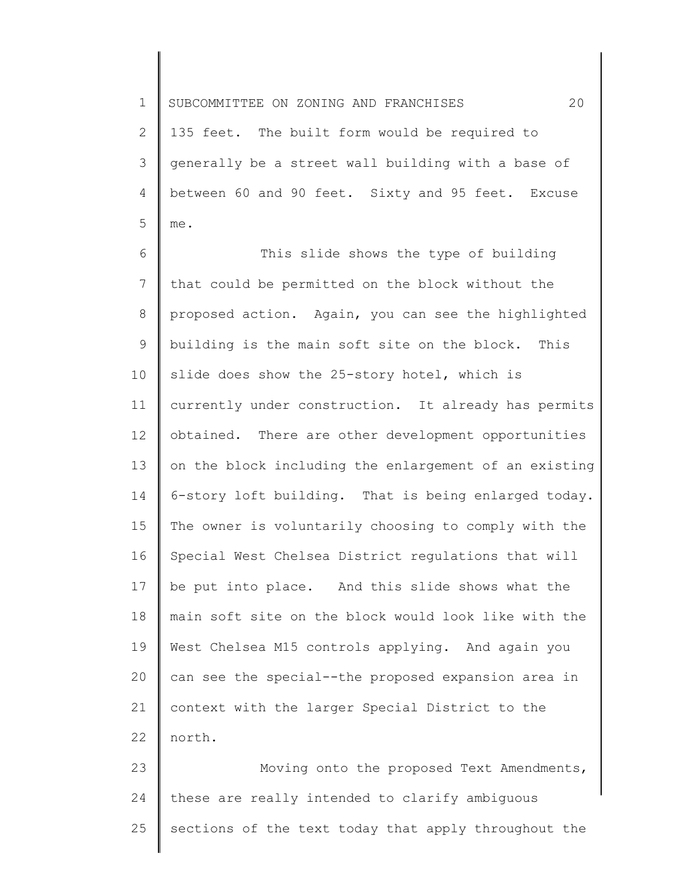135 feet. The built form would be required to generally be a street wall building with a base of between 60 and 90 feet. Sixty and 95 feet. Excuse me.

This slide shows the type of building that could be permitted on the block without the proposed action. Again, you can see the highlighted building is the main soft site on the block. This slide does show the 25-story hotel, which is currently under construction. It already has permits obtained. There are other development opportunities on the block including the enlargement of an existing 6-story loft building. That is being enlarged today. The owner is voluntarily choosing to comply with the Special West Chelsea District regulations that will be put into place. And this slide shows what the main soft site on the block would look like with the West Chelsea M15 controls applying. And again you can see the special--the proposed expansion area in context with the larger Special District to the north.

Moving onto the proposed Text Amendments, these are really intended to clarify ambiguous sections of the text today that apply throughout the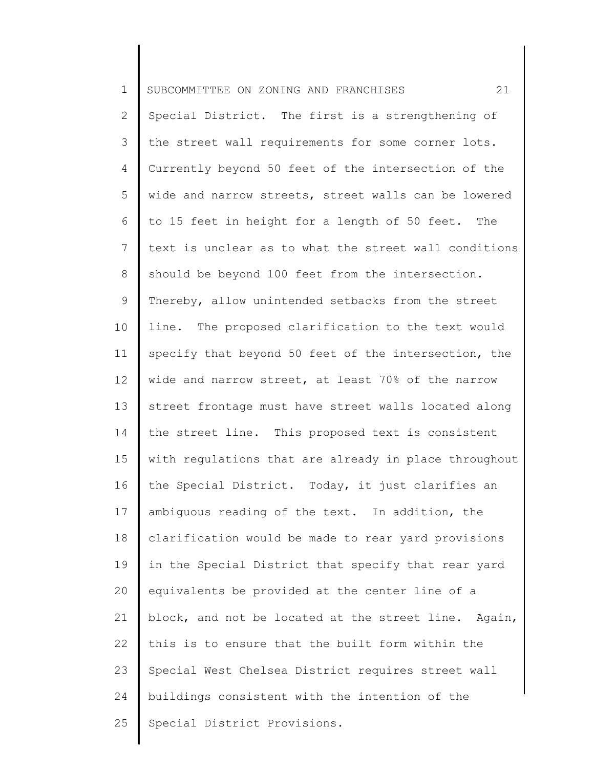Special District. The first is a strengthening of the street wall requirements for some corner lots. Currently beyond 50 feet of the intersection of the wide and narrow streets, street walls can be lowered to 15 feet in height for a length of 50 feet. The text is unclear as to what the street wall conditions should be beyond 100 feet from the intersection. Thereby, allow unintended setbacks from the street line. The proposed clarification to the text would specify that beyond 50 feet of the intersection, the wide and narrow street, at least 70% of the narrow street frontage must have street walls located along the street line. This proposed text is consistent with regulations that are already in place throughout the Special District. Today, it just clarifies an ambiguous reading of the text. In addition, the clarification would be made to rear yard provisions in the Special District that specify that rear yard equivalents be provided at the center line of a block, and not be located at the street line. Again, this is to ensure that the built form within the Special West Chelsea District requires street wall buildings consistent with the intention of the Special District Provisions.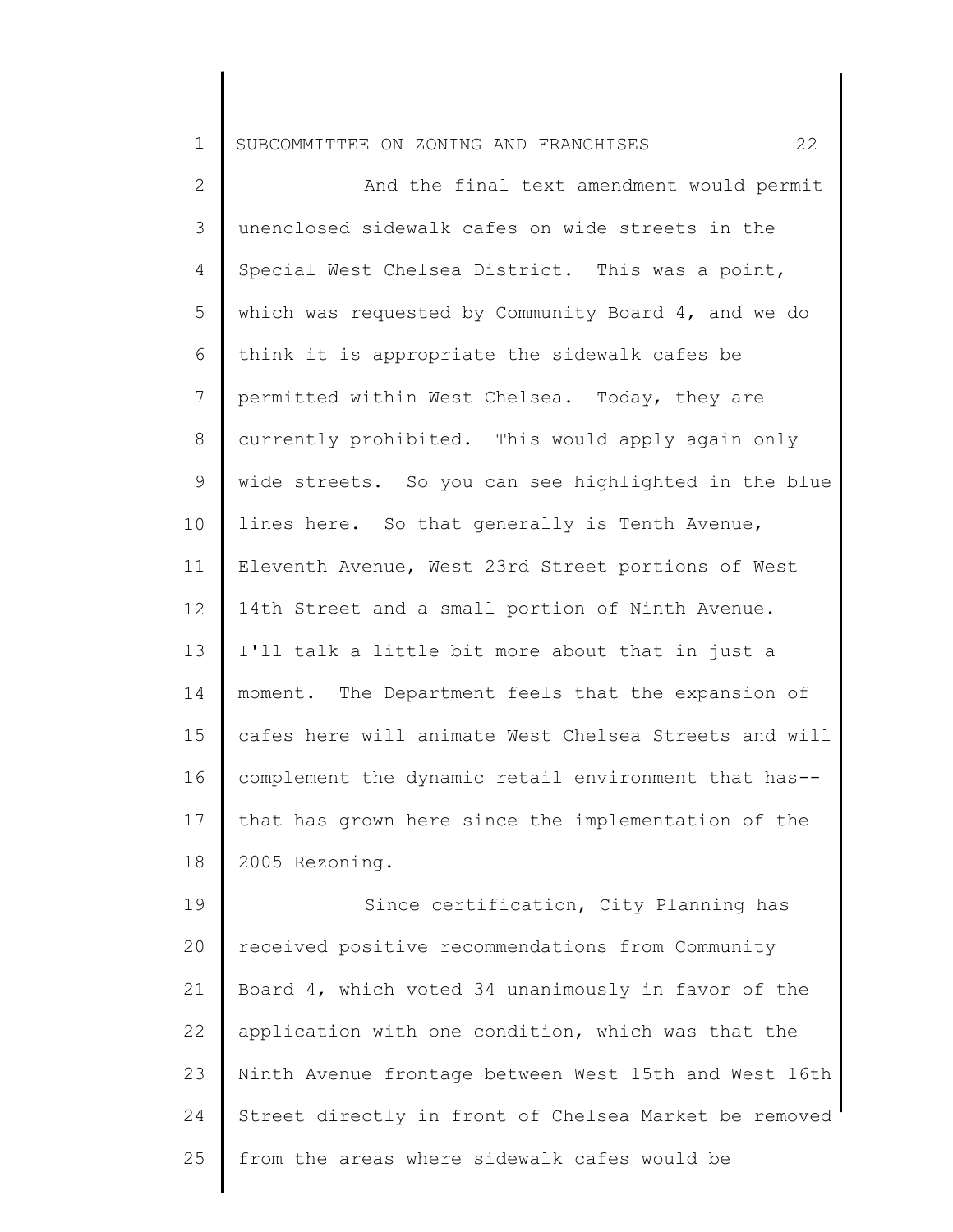And the final text amendment would permit unenclosed sidewalk cafes on wide streets in the Special West Chelsea District. This was a point, which was requested by Community Board 4, and we do think it is appropriate the sidewalk cafes be permitted within West Chelsea. Today, they are currently prohibited. This would apply again only wide streets. So you can see highlighted in the blue lines here. So that generally is Tenth Avenue, Eleventh Avenue, West 23rd Street portions of West 14th Street and a small portion of Ninth Avenue. I'll talk a little bit more about that in just a moment. The Department feels that the expansion of cafes here will animate West Chelsea Streets and will complement the dynamic retail environment that has--that has grown here since the implementation of the 2005 Rezoning.

Since certification, City Planning has received positive recommendations from Community Board 4, which voted 34 unanimously in favor of the application with one condition, which was that the Ninth Avenue frontage between West 15th and West 16th Street directly in front of Chelsea Market be removed from the areas where sidewalk cafes would be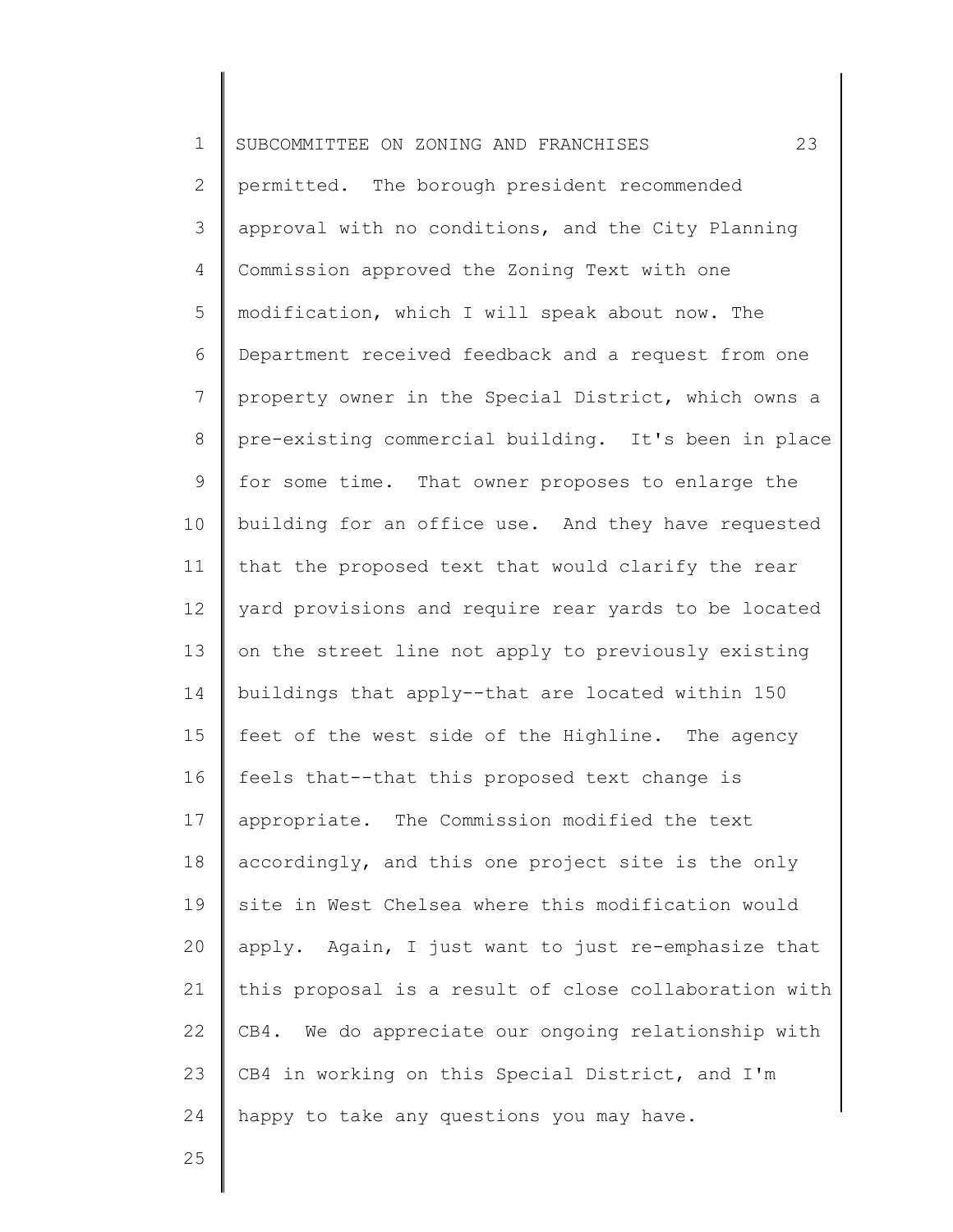permitted. The borough president recommended approval with no conditions, and the City Planning Commission approved the Zoning Text with one modification, which I will speak about now. The Department received feedback and a request from one property owner in the Special District, which owns a pre-existing commercial building. It's been in place for some time. That owner proposes to enlarge the building for an office use. And they have requested that the proposed text that would clarify the rear yard provisions and require rear yards to be located on the street line not apply to previously existing buildings that apply--that are located within 150 feet of the west side of the Highline. The agency feels that--that this proposed text change is appropriate. The Commission modified the text accordingly, and this one project site is the only site in West Chelsea where this modification would apply. Again, I just want to just re-emphasize that this proposal is a result of close collaboration with CB4. We do appreciate our ongoing relationship with CB4 in working on this Special District, and I'm happy to take any questions you may have.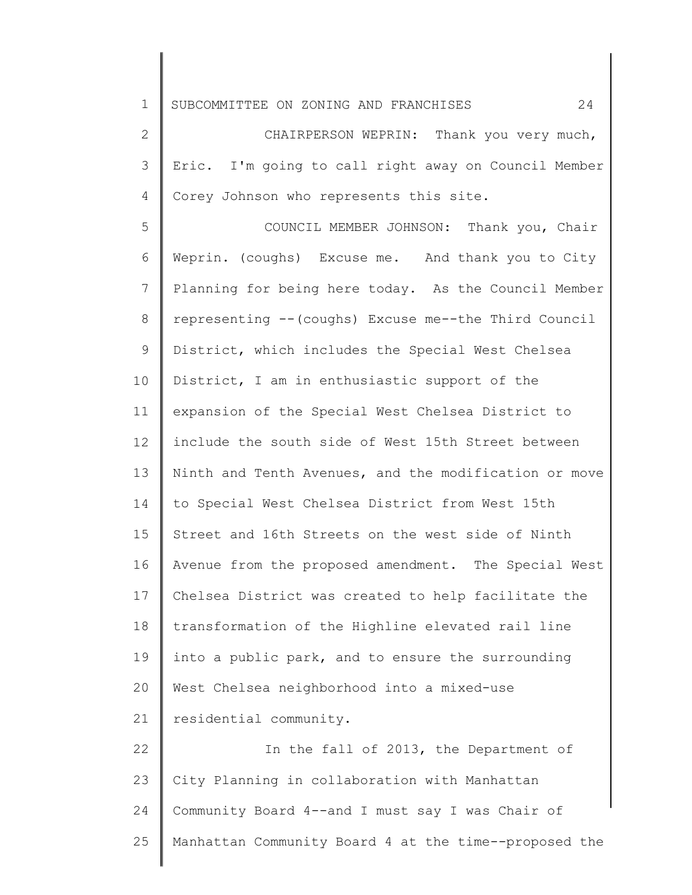CHAIRPERSON WEPRIN: Thank you very much, Eric. I'm going to call right away on Council Member Corey Johnson who represents this site.

COUNCIL MEMBER JOHNSON: Thank you, Chair Weprin. (coughs) Excuse me. And thank you to City Planning for being here today. As the Council Member representing --(coughs) Excuse me--the Third Council District, which includes the Special West Chelsea District, I am in enthusiastic support of the expansion of the Special West Chelsea District to include the south side of West 15th Street between Ninth and Tenth Avenues, and the modification or move to Special West Chelsea District from West 15th Street and 16th Streets on the west side of Ninth Avenue from the proposed amendment. The Special West Chelsea District was created to help facilitate the transformation of the Highline elevated rail line into a public park, and to ensure the surrounding West Chelsea neighborhood into a mixed-use residential community.

In the fall of 2013, the Department of City Planning in collaboration with Manhattan Community Board 4--and I must say I was Chair of Manhattan Community Board 4 at the time--proposed the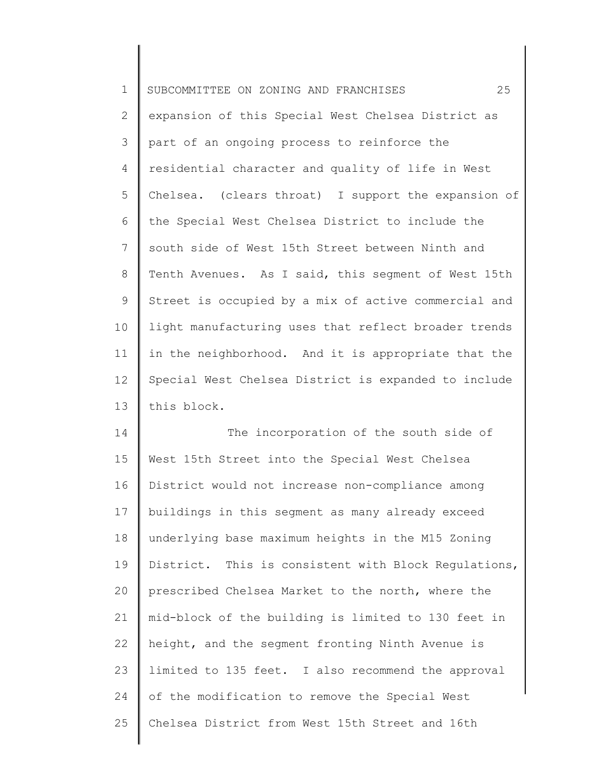expansion of this Special West Chelsea District as part of an ongoing process to reinforce the residential character and quality of life in West Chelsea. (clears throat) I support the expansion of the Special West Chelsea District to include the south side of West 15th Street between Ninth and Tenth Avenues. As I said, this segment of West 15th Street is occupied by a mix of active commercial and light manufacturing uses that reflect broader trends in the neighborhood. And it is appropriate that the Special West Chelsea District is expanded to include this block.

The incorporation of the south side of West 15th Street into the Special West Chelsea District would not increase non-compliance among buildings in this segment as many already exceed underlying base maximum heights in the M15 Zoning District. This is consistent with Block Regulations, prescribed Chelsea Market to the north, where the mid-block of the building is limited to 130 feet in height, and the segment fronting Ninth Avenue is limited to 135 feet. I also recommend the approval of the modification to remove the Special West Chelsea District from West 15th Street and 16th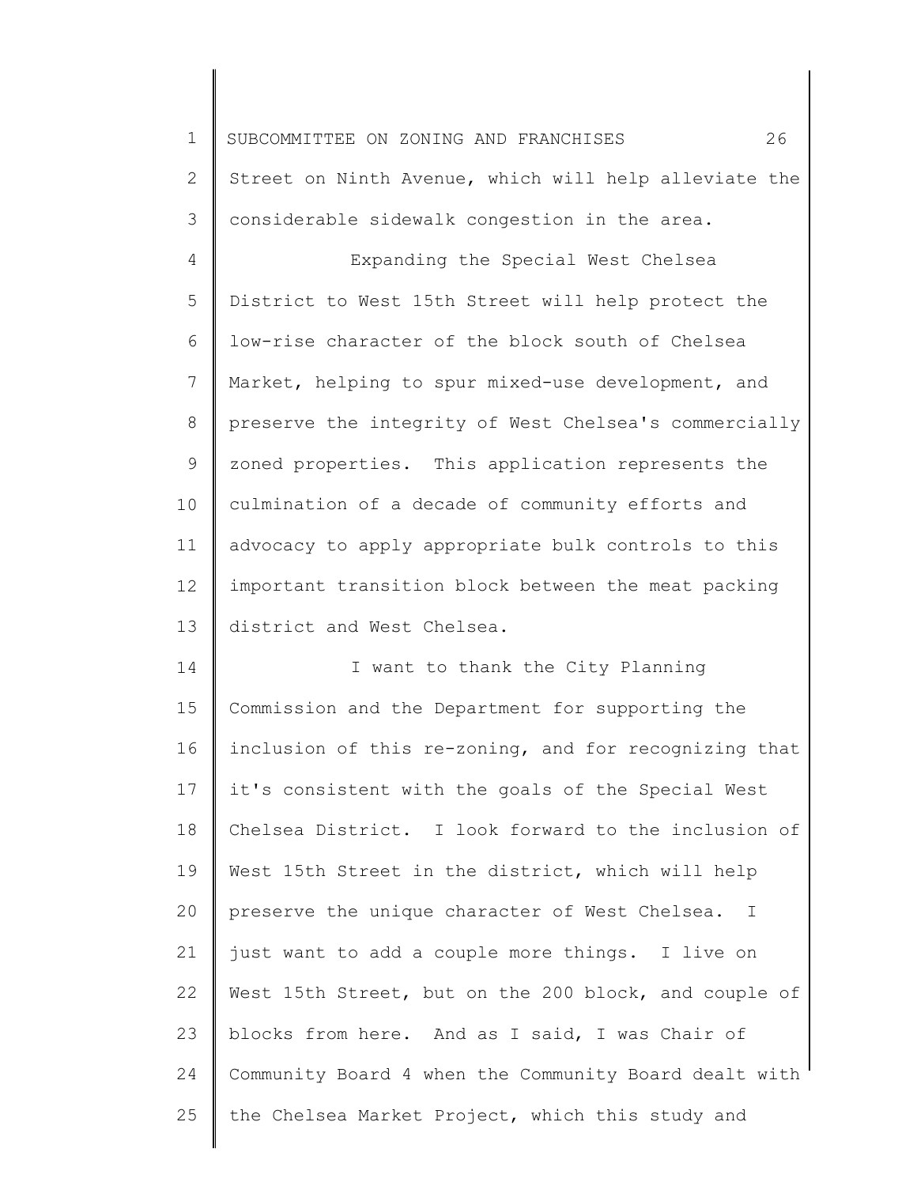Street on Ninth Avenue, which will help alleviate the considerable sidewalk congestion in the area.

Expanding the Special West Chelsea District to West 15th Street will help protect the low-rise character of the block south of Chelsea Market, helping to spur mixed-use development, and preserve the integrity of West Chelsea's commercially zoned properties. This application represents the culmination of a decade of community efforts and advocacy to apply appropriate bulk controls to this important transition block between the meat packing district and West Chelsea.

I want to thank the City Planning Commission and the Department for supporting the inclusion of this re-zoning, and for recognizing that it's consistent with the goals of the Special West Chelsea District. I look forward to the inclusion of West 15th Street in the district, which will help preserve the unique character of West Chelsea. I just want to add a couple more things. I live on West 15th Street, but on the 200 block, and couple of blocks from here. And as I said, I was Chair of Community Board 4 when the Community Board dealt with the Chelsea Market Project, which this study and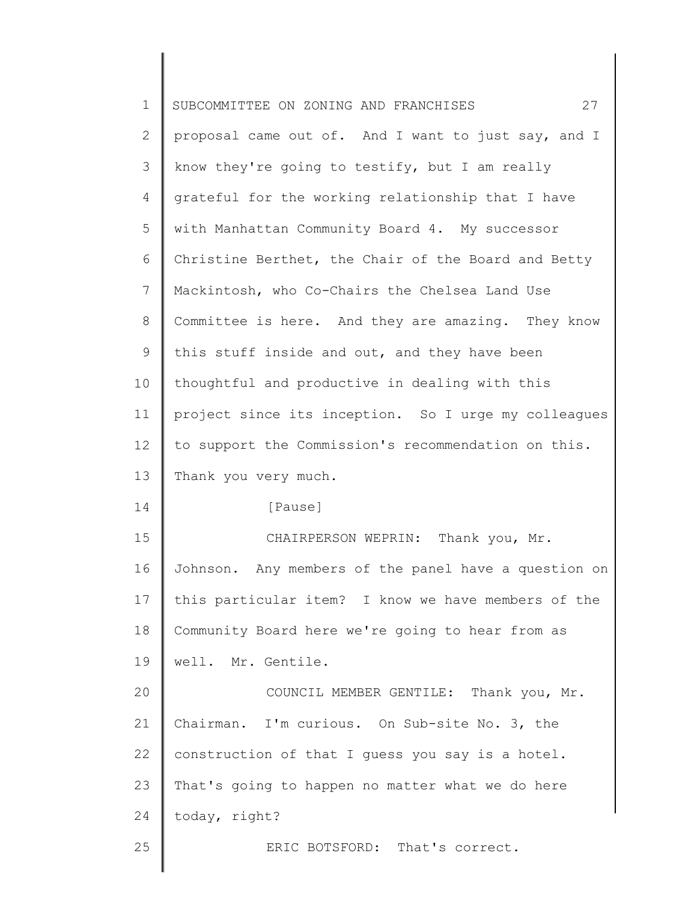proposal came out of. And I want to just say, and I know they're going to testify, but I am really grateful for the working relationship that I have with Manhattan Community Board 4. My successor Christine Berthet, the Chair of the Board and Betty Mackintosh, who Co-Chairs the Chelsea Land Use Committee is here. And they are amazing. They know this stuff inside and out, and they have been thoughtful and productive in dealing with this project since its inception. So I urge my colleagues to support the Commission's recommendation on this. Thank you very much.

[Pause]

CHAIRPERSON WEPRIN: Thank you, Mr. Johnson. Any members of the panel have a question on this particular item? I know we have members of the Community Board here we're going to hear from as well. Mr. Gentile.

COUNCIL MEMBER GENTILE: Thank you, Mr. Chairman. I'm curious. On Sub-site No. 3, the construction of that I guess you say is a hotel. That's going to happen no matter what we do here today, right?

ERIC BOTSFORD: That's correct.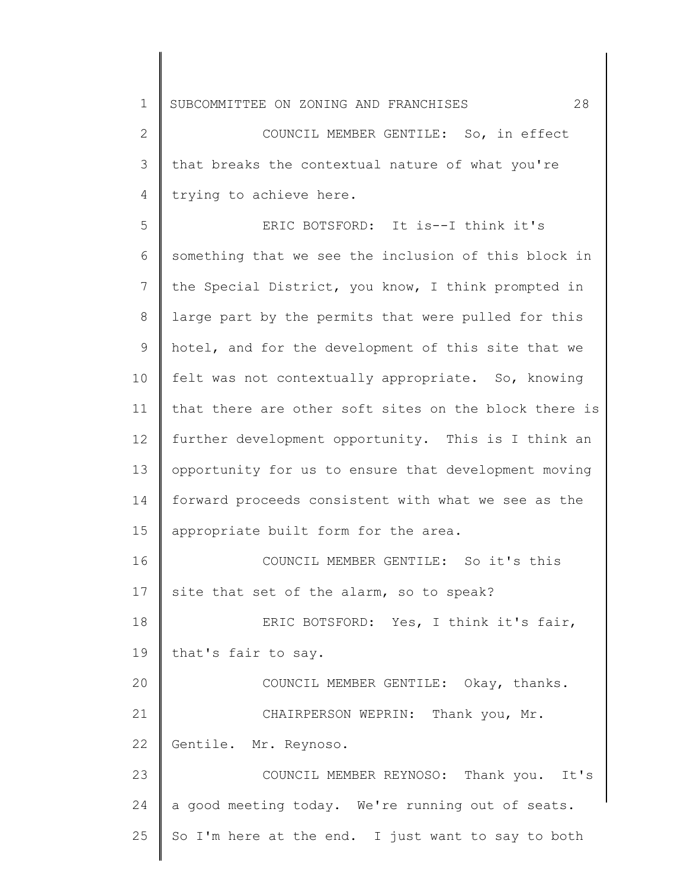COUNCIL MEMBER GENTILE: So, in effect that breaks the contextual nature of what you're trying to achieve here.

ERIC BOTSFORD: It is--I think it's something that we see the inclusion of this block in the Special District, you know, I think prompted in large part by the permits that were pulled for this hotel, and for the development of this site that we felt was not contextually appropriate. So, knowing that there are other soft sites on the block there is further development opportunity. This is I think an opportunity for us to ensure that development moving forward proceeds consistent with what we see as the appropriate built form for the area.

COUNCIL MEMBER GENTILE: So it's this site that set of the alarm, so to speak?

ERIC BOTSFORD: Yes, I think it's fair, that's fair to say.

COUNCIL MEMBER GENTILE: Okay, thanks.

CHAIRPERSON WEPRIN: Thank you, Mr. Gentile. Mr. Reynoso.

COUNCIL MEMBER REYNOSO: Thank you. It's a good meeting today. We're running out of seats. So I'm here at the end. I just want to say to both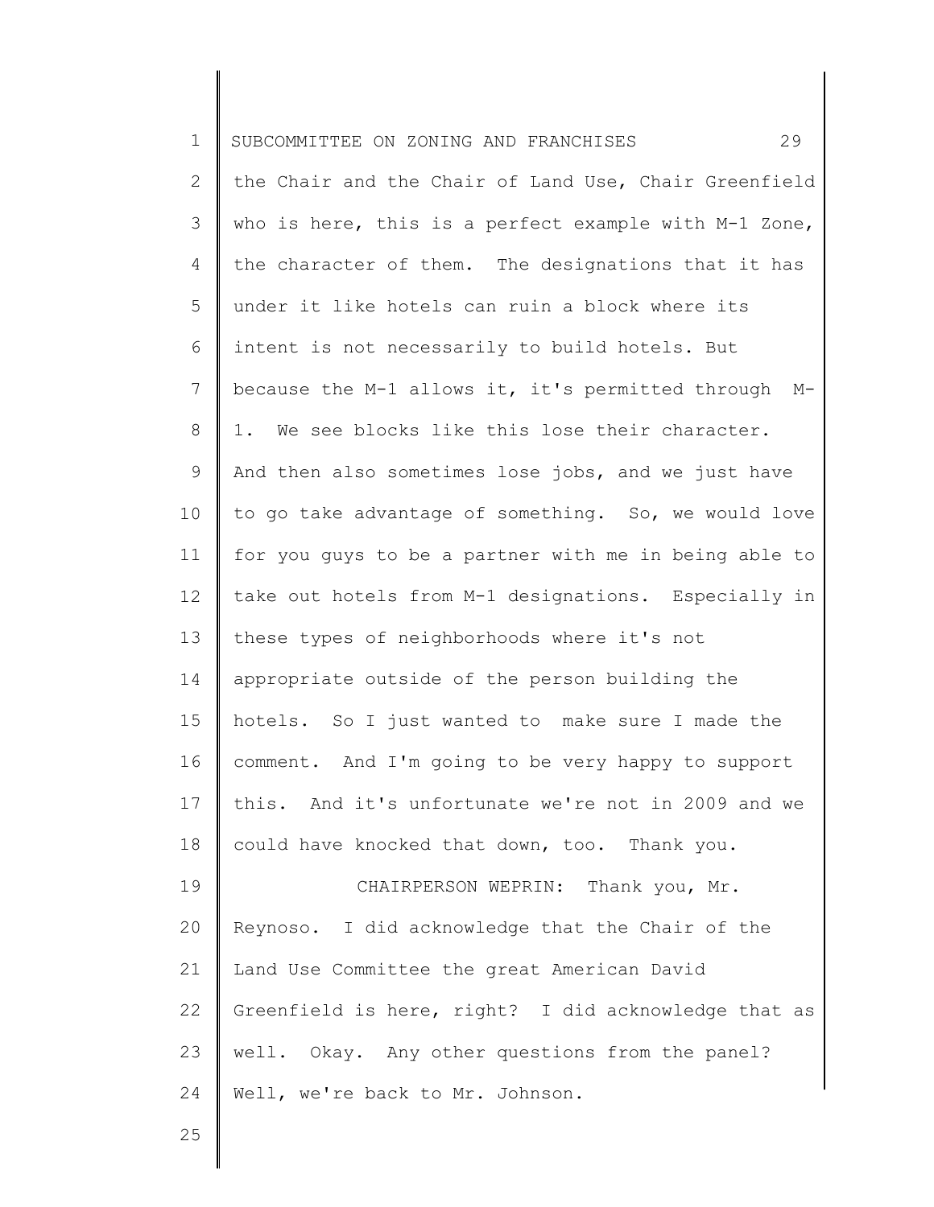the Chair and the Chair of Land Use, Chair Greenfield who is here, this is a perfect example with M-1 Zone, the character of them. The designations that it has under it like hotels can ruin a block where its intent is not necessarily to build hotels. But because the M-1 allows it, it's permitted through M-1. We see blocks like this lose their character. And then also sometimes lose jobs, and we just have to go take advantage of something. So, we would love for you guys to be a partner with me in being able to take out hotels from M-1 designations. Especially in these types of neighborhoods where it's not appropriate outside of the person building the hotels. So I just wanted to make sure I made the comment. And I'm going to be very happy to support this. And it's unfortunate we're not in 2009 and we could have knocked that down, too. Thank you.

CHAIRPERSON WEPRIN: Thank you, Mr. Reynoso. I did acknowledge that the Chair of the Land Use Committee the great American David Greenfield is here, right? I did acknowledge that as well. Okay. Any other questions from the panel? Well, we're back to Mr. Johnson.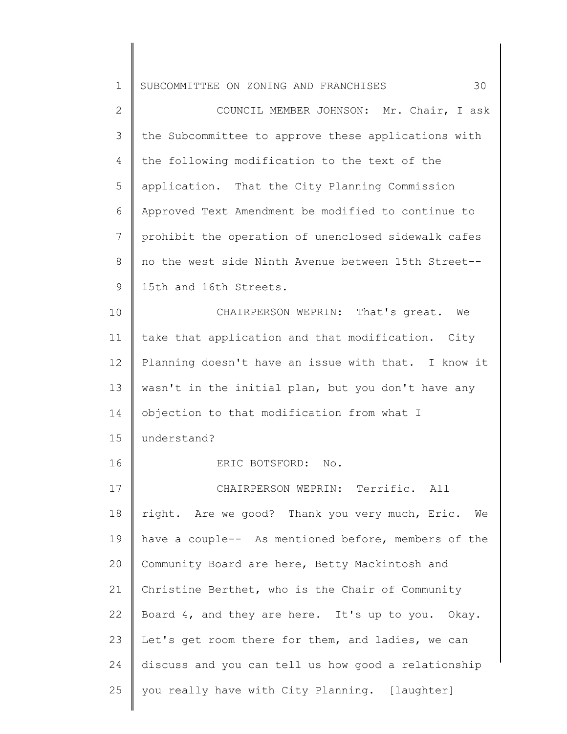COUNCIL MEMBER JOHNSON: Mr. Chair, I ask the Subcommittee to approve these applications with the following modification to the text of the application. That the City Planning Commission Approved Text Amendment be modified to continue to prohibit the operation of unenclosed sidewalk cafes no the west side Ninth Avenue between 15th Street-- 15th and 16th Streets.

CHAIRPERSON WEPRIN: That's great. We take that application and that modification. City Planning doesn't have an issue with that. I know it wasn't in the initial plan, but you don't have any objection to that modification from what I understand?

ERIC BOTSFORD: No.

CHAIRPERSON WEPRIN: Terrific. All right. Are we good? Thank you very much, Eric. We have a couple-- As mentioned before, members of the Community Board are here, Betty Mackintosh and Christine Berthet, who is the Chair of Community Board 4, and they are here. It's up to you. Okay. Let's get room there for them, and ladies, we can discuss and you can tell us how good a relationship you really have with City Planning. [laughter]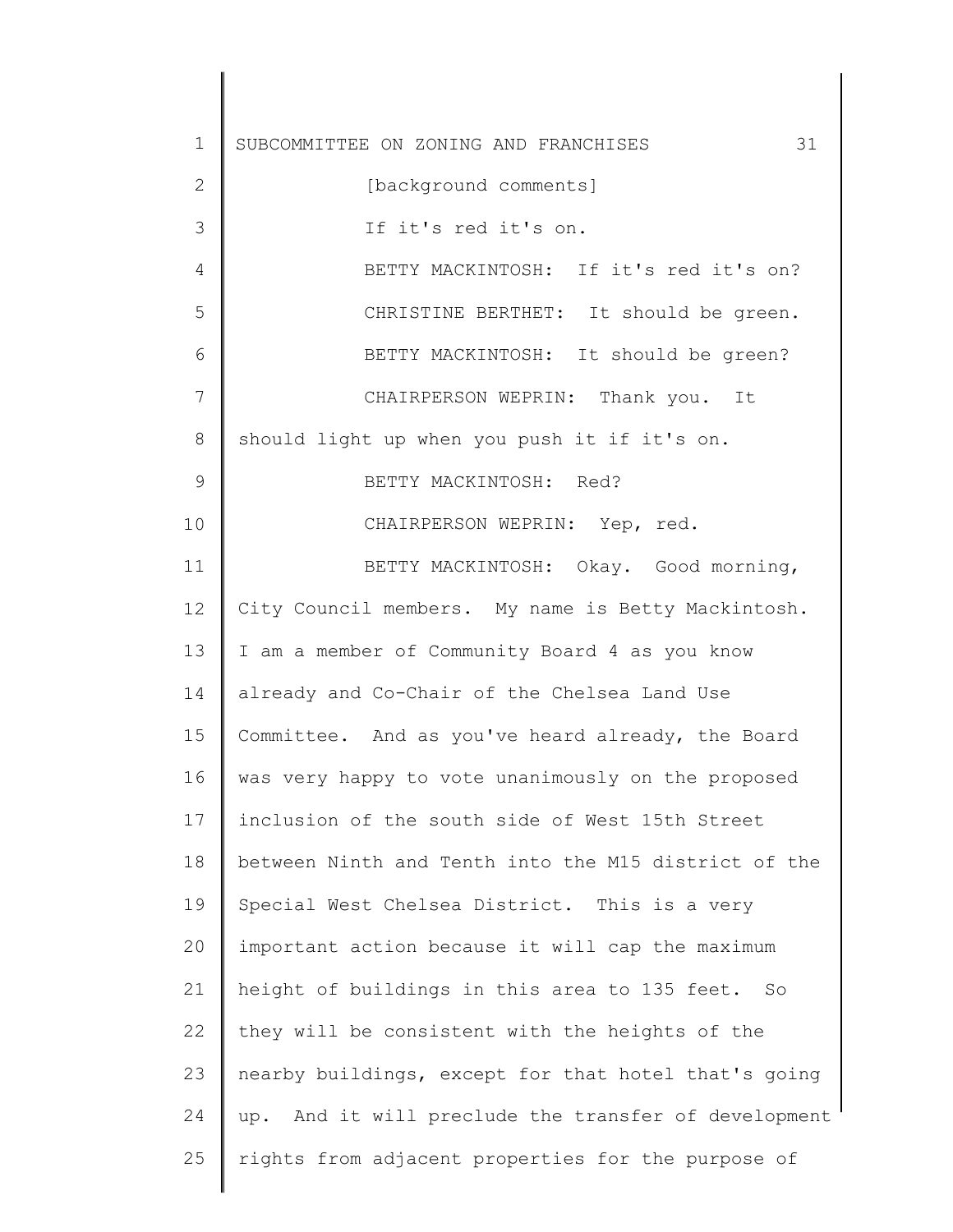[background comments]

If it's red it's on.

BETTY MACKINTOSH: If it's red it's on?

CHRISTINE BERTHET: It should be green.

BETTY MACKINTOSH: It should be green?

CHAIRPERSON WEPRIN: Thank you. It should light up when you push it if it's on.

BETTY MACKINTOSH: Red?

CHAIRPERSON WEPRIN: Yep, red.

BETTY MACKINTOSH: Okay. Good morning, City Council members. My name is Betty Mackintosh. I am a member of Community Board 4 as you know already and Co-Chair of the Chelsea Land Use Committee. And as you've heard already, the Board was very happy to vote unanimously on the proposed inclusion of the south side of West 15th Street between Ninth and Tenth into the M15 district of the Special West Chelsea District. This is a very important action because it will cap the maximum height of buildings in this area to 135 feet. So they will be consistent with the heights of the nearby buildings, except for that hotel that's going up. And it will preclude the transfer of development rights from adjacent properties for the purpose of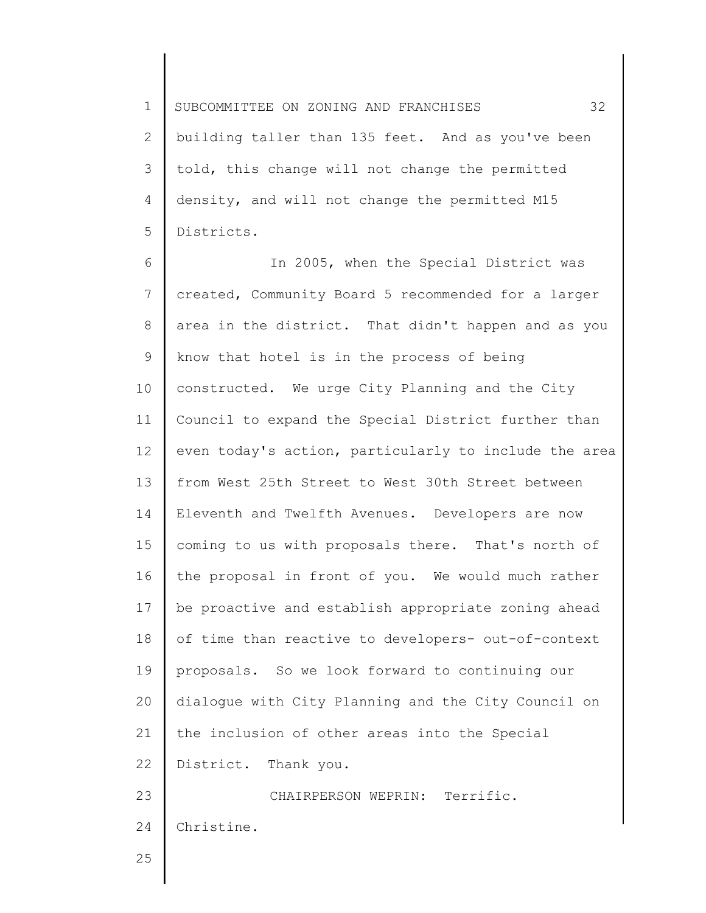building taller than 135 feet. And as you've been told, this change will not change the permitted density, and will not change the permitted M15 Districts.

In 2005, when the Special District was created, Community Board 5 recommended for a larger area in the district. That didn't happen and as you know that hotel is in the process of being constructed. We urge City Planning and the City Council to expand the Special District further than even today's action, particularly to include the area from West 25th Street to West 30th Street between Eleventh and Twelfth Avenues. Developers are now coming to us with proposals there. That's north of the proposal in front of you. We would much rather be proactive and establish appropriate zoning ahead of time than reactive to developers- out-of-context proposals. So we look forward to continuing our dialogue with City Planning and the City Council on the inclusion of other areas into the Special District. Thank you.

CHAIRPERSON WEPRIN: Terrific. Christine.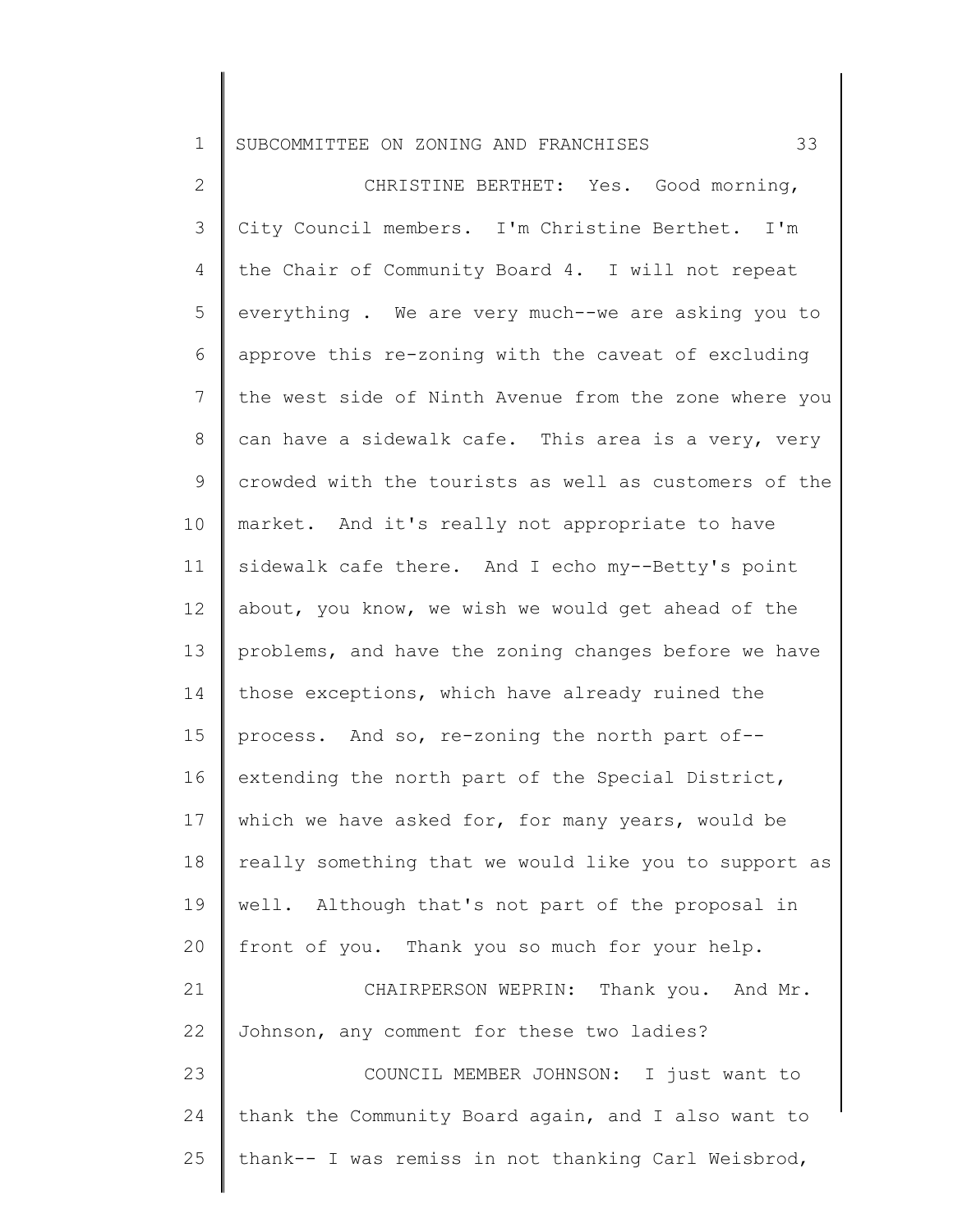CHRISTINE BERTHET: Yes. Good morning, City Council members. I'm Christine Berthet. I'm the Chair of Community Board 4. I will not repeat everything . We are very much--we are asking you to approve this re-zoning with the caveat of excluding the west side of Ninth Avenue from the zone where you can have a sidewalk cafe. This area is a very, very crowded with the tourists as well as customers of the market. And it's really not appropriate to have sidewalk cafe there. And I echo my--Betty's point about, you know, we wish we would get ahead of the problems, and have the zoning changes before we have those exceptions, which have already ruined the process. And so, re-zoning the north part of--extending the north part of the Special District, which we have asked for, for many years, would be really something that we would like you to support as well. Although that's not part of the proposal in front of you. Thank you so much for your help.

CHAIRPERSON WEPRIN: Thank you. And Mr. Johnson, any comment for these two ladies?

COUNCIL MEMBER JOHNSON: I just want to thank the Community Board again, and I also want to thank-- I was remiss in not thanking Carl Weisbrod,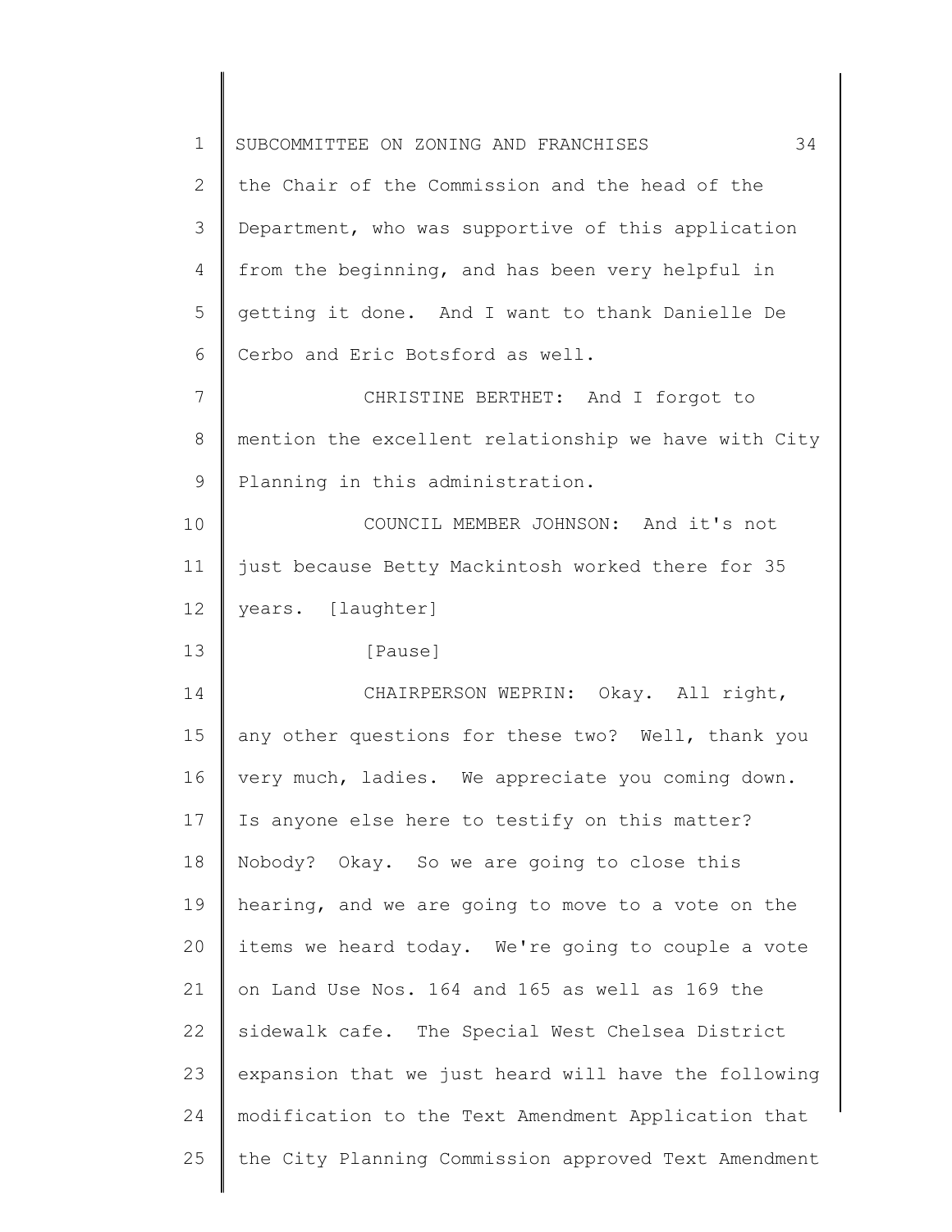the Chair of the Commission and the head of the Department, who was supportive of this application from the beginning, and has been very helpful in getting it done. And I want to thank Danielle De Cerbo and Eric Botsford as well.

CHRISTINE BERTHET: And I forgot to mention the excellent relationship we have with City Planning in this administration.

COUNCIL MEMBER JOHNSON: And it's not just because Betty Mackintosh worked there for 35 years. [laughter]

[Pause]

CHAIRPERSON WEPRIN: Okay. All right, any other questions for these two? Well, thank you very much, ladies. We appreciate you coming down. Is anyone else here to testify on this matter? Nobody? Okay. So we are going to close this hearing, and we are going to move to a vote on the items we heard today. We're going to couple a vote on Land Use Nos. 164 and 165 as well as 169 the sidewalk cafe. The Special West Chelsea District expansion that we just heard will have the following modification to the Text Amendment Application that the City Planning Commission approved Text Amendment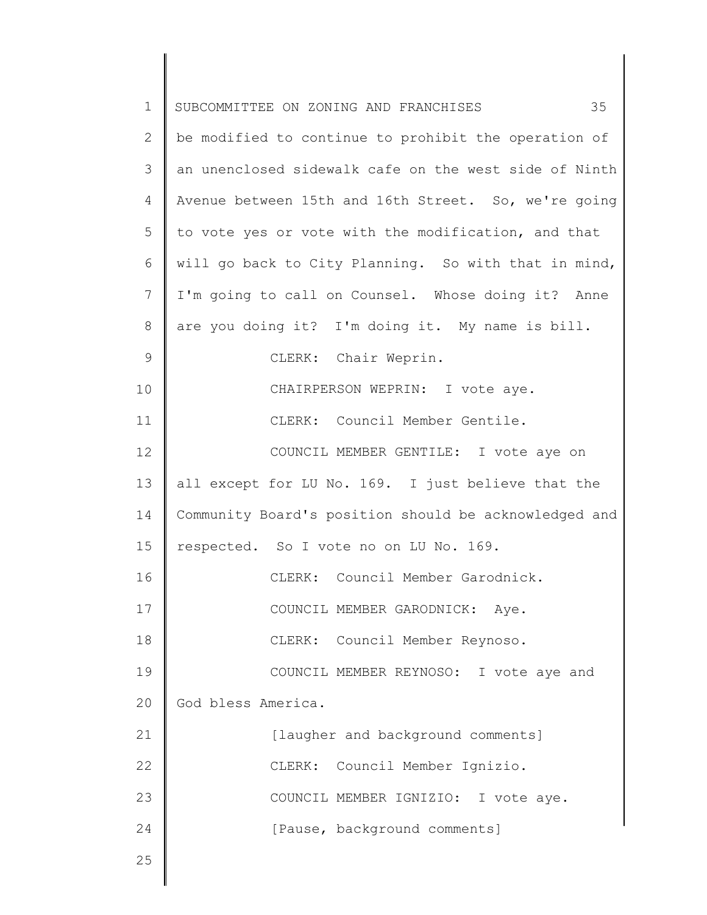be modified to continue to prohibit the operation of an unenclosed sidewalk cafe on the west side of Ninth Avenue between 15th and 16th Street. So, we're going to vote yes or vote with the modification, and that will go back to City Planning. So with that in mind, I'm going to call on Counsel. Whose doing it? Anne are you doing it? I'm doing it. My name is bill.

CLERK: Chair Weprin.

CHAIRPERSON WEPRIN: I vote aye.

CLERK: Council Member Gentile.

COUNCIL MEMBER GENTILE: I vote aye on all except for LU No. 169. I just believe that the Community Board's position should be acknowledged and respected. So I vote no on LU No. 169.

CLERK: Council Member Garodnick.

COUNCIL MEMBER GARODNICK: Aye.

CLERK: Council Member Reynoso.

COUNCIL MEMBER REYNOSO: I vote aye and God bless America.

[laugher and background comments]

CLERK: Council Member Ignizio.

COUNCIL MEMBER IGNIZIO: I vote aye.

[Pause, background comments]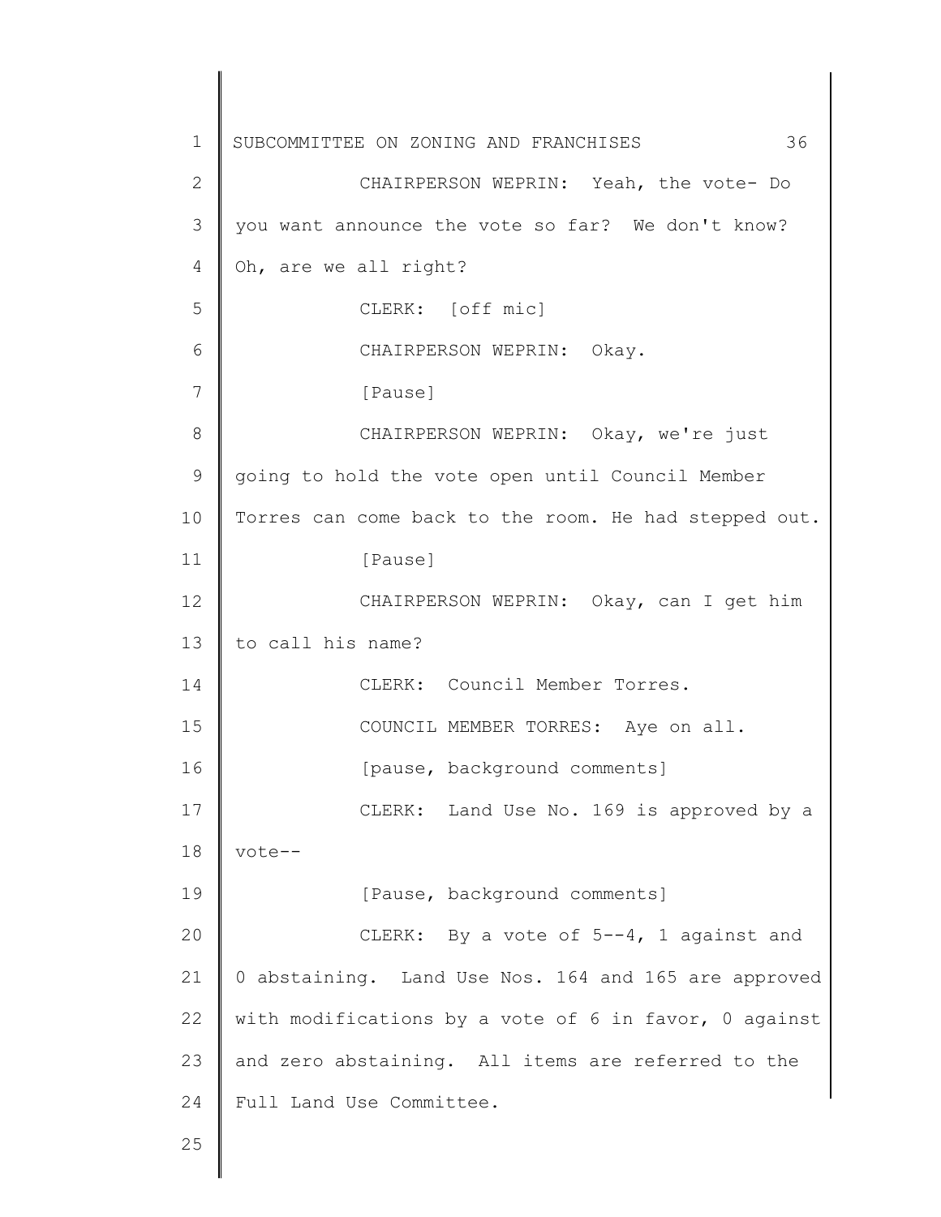CHAIRPERSON WEPRIN: Yeah, the vote- Do you want announce the vote so far? We don't know? Oh, are we all right?

CLERK: [off mic]

CHAIRPERSON WEPRIN: Okay.

[Pause]

CHAIRPERSON WEPRIN: Okay, we're just going to hold the vote open until Council Member Torres can come back to the room. He had stepped out.

[Pause]

CHAIRPERSON WEPRIN: Okay, can I get him to call his name?

CLERK: Council Member Torres.

COUNCIL MEMBER TORRES: Aye on all.

[pause, background comments]

CLERK: Land Use No. 169 is approved by a vote--

[Pause, background comments]

CLERK: By a vote of 5--4, 1 against and 0 abstaining. Land Use Nos. 164 and 165 are approved with modifications by a vote of 6 in favor, 0 against and zero abstaining. All items are referred to the Full Land Use Committee.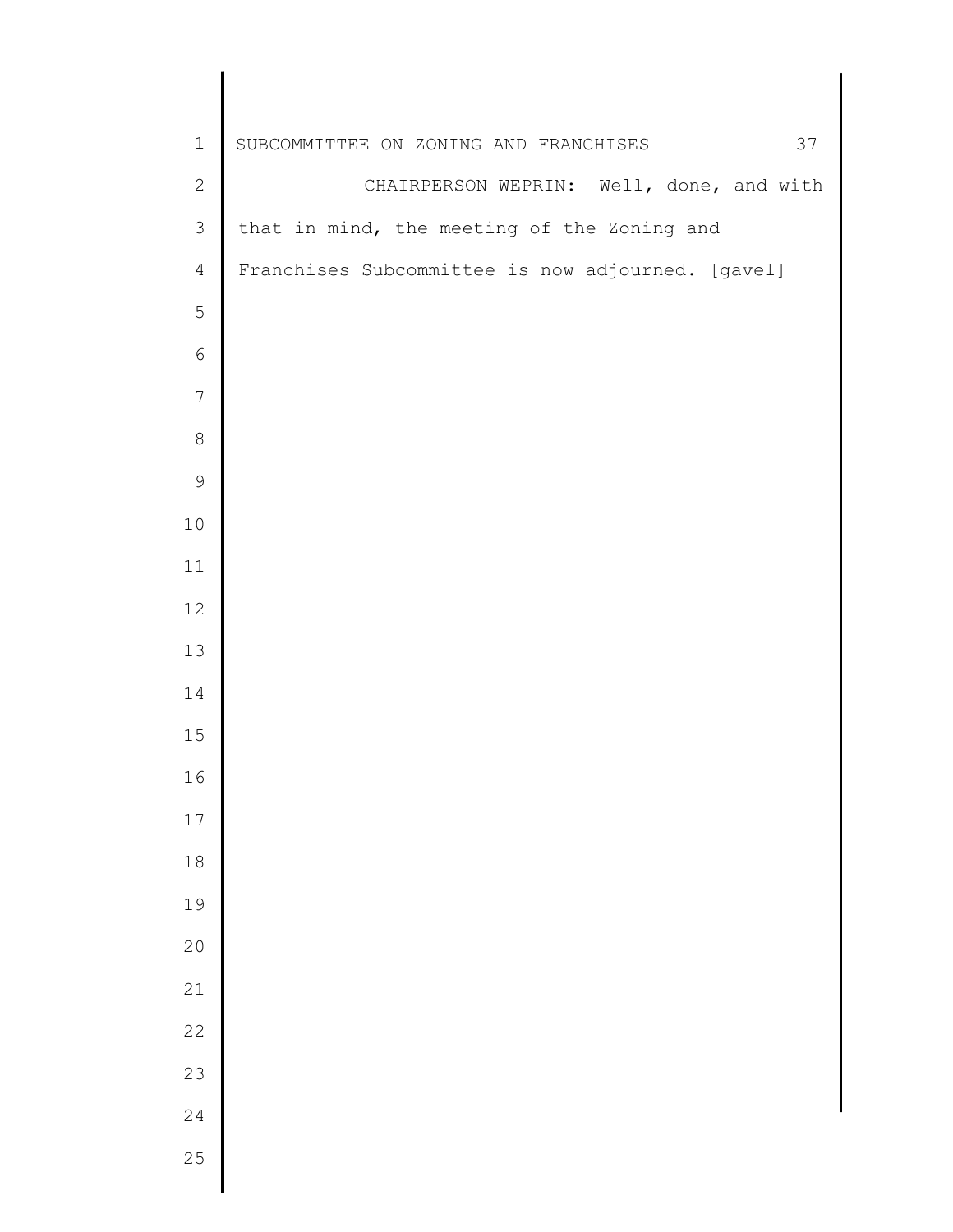CHAIRPERSON WEPRIN: Well, done, and with that in mind, the meeting of the Zoning and Franchises Subcommittee is now adjourned. [gavel]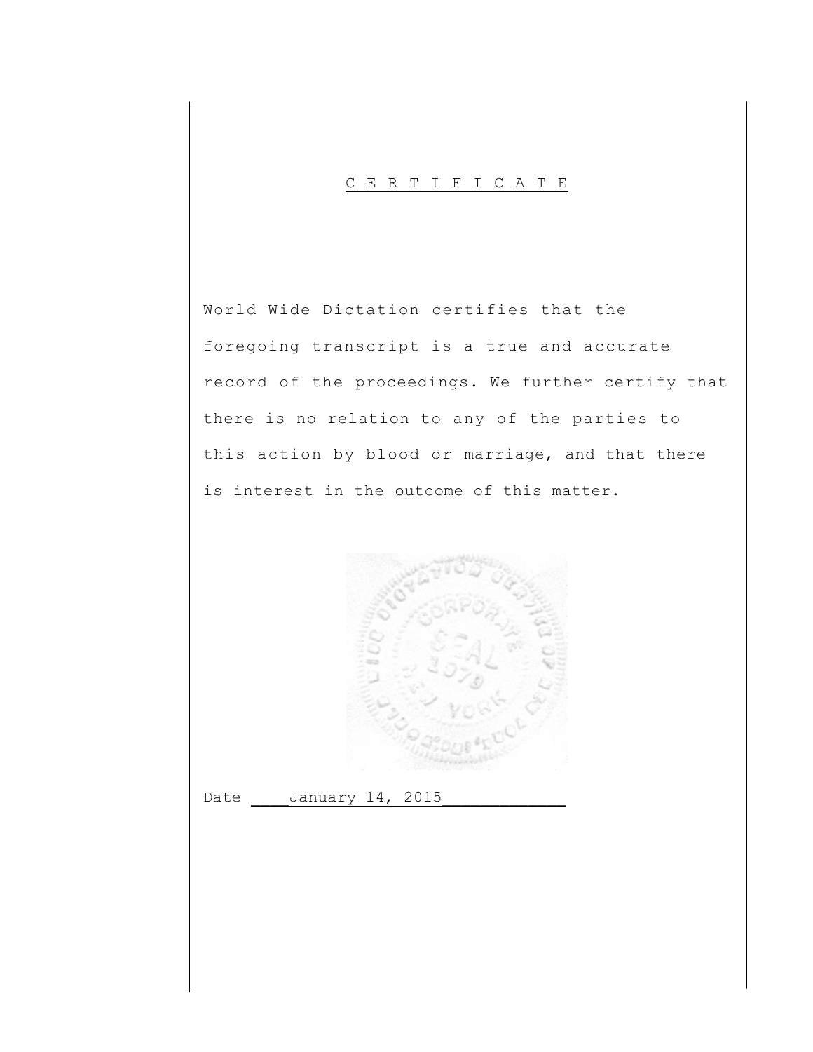# C E R T I F I C A T E

World Wide Dictation certifies that the foregoing transcript is a true and accurate record of the proceedings. We further certify that there is no relation to any of the parties to this action by blood or marriage, and that there is interest in the outcome of this matter.

Date ____January 14, 2015____________